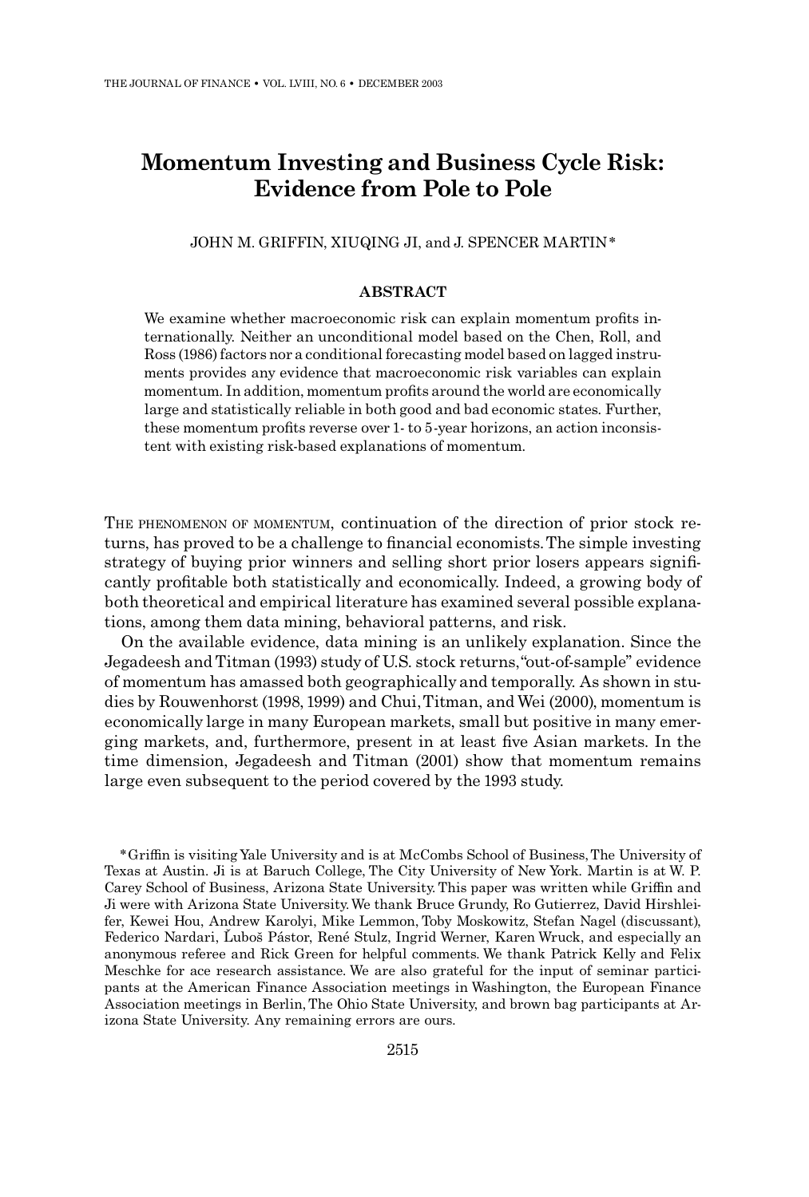# Momentum Investing and Business Cycle Risk: Evidence from Pole to Pole

JOHN M. GRIFFIN, XIUQING JI, and J. SPENCER MARTIN*

## ABSTRACT

We examine whether macroeconomic risk can explain momentum profits internationally. Neither an unconditional model based on the Chen, Roll, and Ross (1986) factors nor a conditional forecasting model based on lagged instruments provides any evidence that macroeconomic risk variables can explain momentum. In addition, momentum profits around the world are economically large and statistically reliable in both good and bad economic states. Further, these momentum profits reverse over 1- to 5-year horizons, an action inconsistent with existing risk-based explanations of momentum.

THE PHENOMENON OF MOMENTUM, continuation of the direction of prior stock returns, has proved to be a challenge to financial economists. The simple investing strategy of buying prior winners and selling short prior losers appears significantly profitable both statistically and economically. Indeed, a growing body of both theoretical and empirical literature has examined several possible explanations, among them data mining, behavioral patterns, and risk.

On the available evidence, data mining is an unlikely explanation. Since the Jegadeesh and Titman (1993) study of U.S. stock returns, "out-of-sample" evidence of momentum has amassed both geographically and temporally. As shown in studies by Rouwenhorst (1998, 1999) and Chui, Titman, and Wei (2000), momentum is economically large in many European markets, small but positive in many emerging markets, and, furthermore, present in at least five Asian markets. In the time dimension, Jegadeesh and Titman (2001) show that momentum remains large even subsequent to the period covered by the 1993 study.

*Griffin is visiting Yale University and is at McCombs School of Business, The University of Texas at Austin. Ji is at Baruch College, The City University of New York. Martin is at W. P. Carey School of Business, Arizona State University. This paper was written while Griffin and Ji were with Arizona State University. We thank Bruce Grundy, Ro Gutierrez, David Hirshleifer, Kewei Hou, Andrew Karolyi, Mike Lemmon, Toby Moskowitz, Stefan Nagel (discussant), Federico Nardari, Ľuboš Pástor, René Stulz, Ingrid Werner, Karen Wruck, and especially an anonymous referee and Rick Green for helpful comments. We thank Patrick Kelly and Felix Meschke for ace research assistance. We are also grateful for the input of seminar participants at the American Finance Association meetings in Washington, the European Finance Association meetings in Berlin, The Ohio State University, and brown bag participants at Arizona State University. Any remaining errors are ours.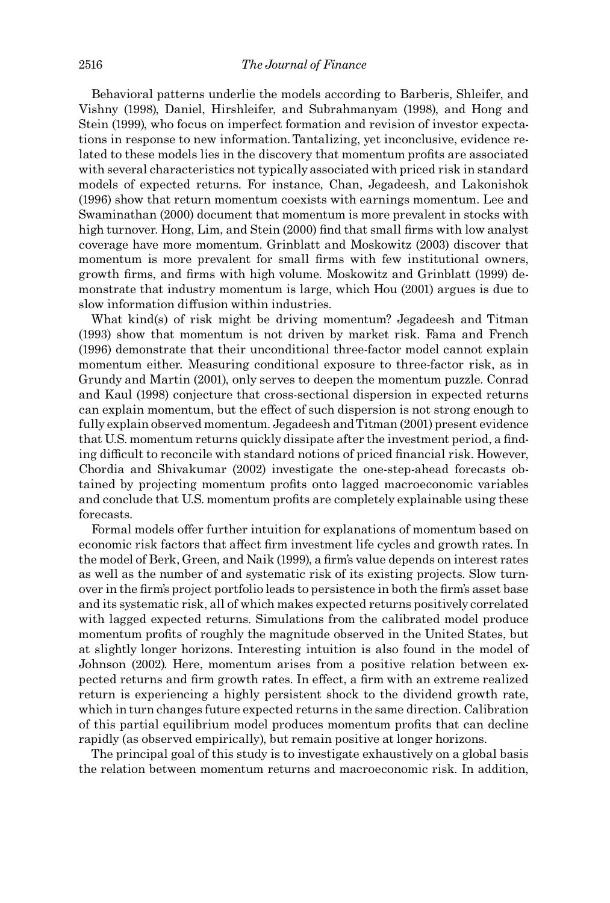Behavioral patterns underlie the models according to Barberis, Shleifer, and Vishny (1998), Daniel, Hirshleifer, and Subrahmanyam (1998), and Hong and Stein (1999), who focus on imperfect formation and revision of investor expectations in response to new information. Tantalizing, yet inconclusive, evidence related to these models lies in the discovery that momentum profits are associated with several characteristics not typically associated with priced risk in standard models of expected returns. For instance, Chan, Jegadeesh, and Lakonishok (1996) show that return momentum coexists with earnings momentum. Lee and Swaminathan (2000) document that momentum is more prevalent in stocks with high turnover. Hong, Lim, and Stein (2000) find that small firms with low analyst coverage have more momentum. Grinblatt and Moskowitz (2003) discover that momentum is more prevalent for small firms with few institutional owners, growth firms, and firms with high volume. Moskowitz and Grinblatt (1999) demonstrate that industry momentum is large, which Hou (2001) argues is due to slow information diffusion within industries.

What kind(s) of risk might be driving momentum? Jegadeesh and Titman (1993) show that momentum is not driven by market risk. Fama and French (1996) demonstrate that their unconditional three-factor model cannot explain momentum either. Measuring conditional exposure to three-factor risk, as in Grundy and Martin (2001), only serves to deepen the momentum puzzle. Conrad and Kaul (1998) conjecture that cross-sectional dispersion in expected returns can explain momentum, but the effect of such dispersion is not strong enough to fully explain observed momentum. Jegadeesh and Titman (2001) present evidence that U.S. momentum returns quickly dissipate after the investment period, a finding difficult to reconcile with standard notions of priced financial risk. However, Chordia and Shivakumar (2002) investigate the one-step-ahead forecasts obtained by projecting momentum profits onto lagged macroeconomic variables and conclude that U.S. momentum profits are completely explainable using these forecasts.

Formal models offer further intuition for explanations of momentum based on economic risk factors that affect firm investment life cycles and growth rates. In the model of Berk, Green, and Naik (1999), a firm's value depends on interest rates as well as the number of and systematic risk of its existing projects. Slow turnover in the firm's project portfolio leads to persistence in both the firm's asset base and its systematic risk, all of which makes expected returns positively correlated with lagged expected returns. Simulations from the calibrated model produce momentum profits of roughly the magnitude observed in the United States, but at slightly longer horizons. Interesting intuition is also found in the model of Johnson (2002). Here, momentum arises from a positive relation between expected returns and firm growth rates. In effect, a firm with an extreme realized return is experiencing a highly persistent shock to the dividend growth rate, which in turn changes future expected returns in the same direction. Calibration of this partial equilibrium model produces momentum profits that can decline rapidly (as observed empirically), but remain positive at longer horizons.

The principal goal of this study is to investigate exhaustively on a global basis the relation between momentum returns and macroeconomic risk. In addition,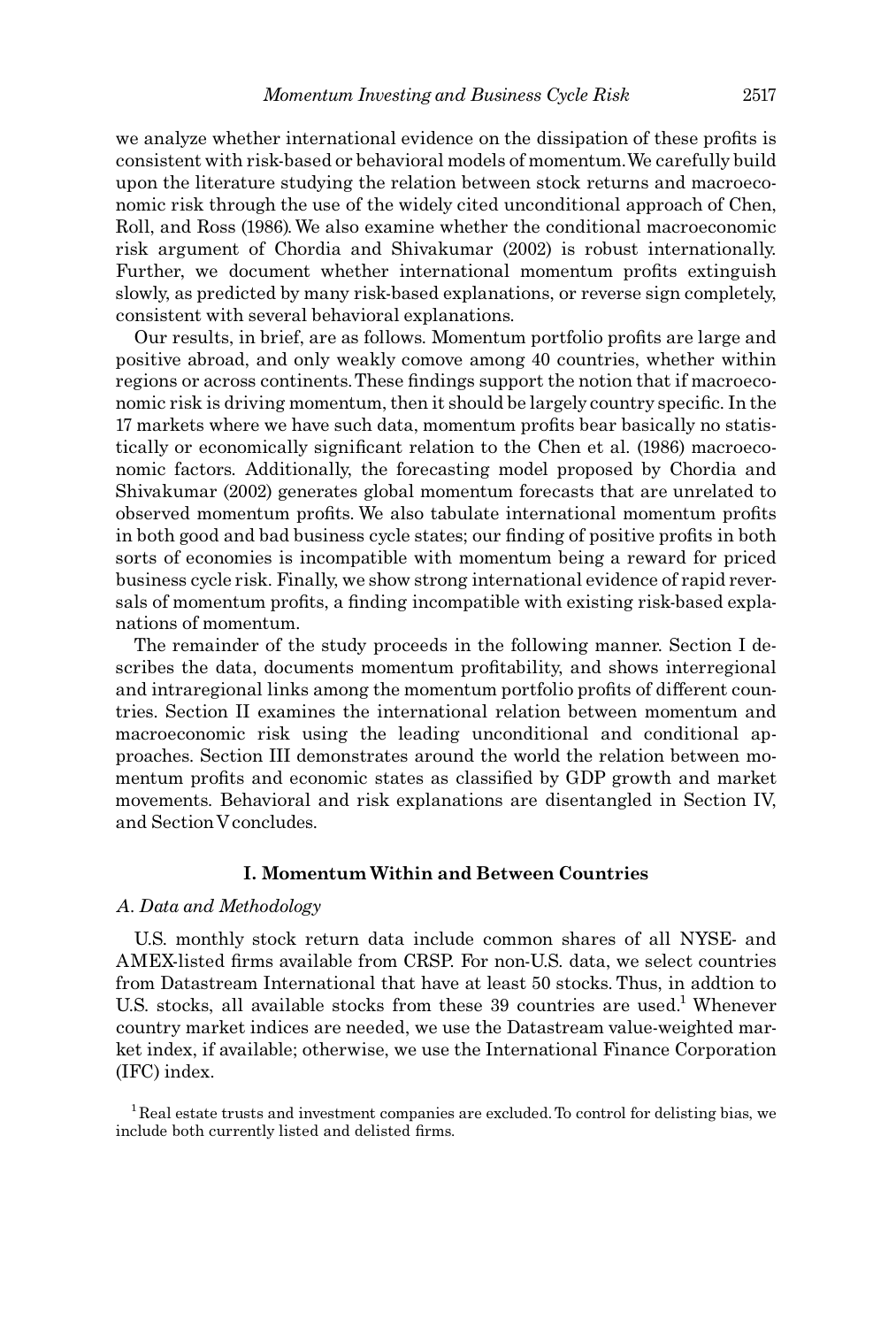we analyze whether international evidence on the dissipation of these profits is consistent with risk-based or behavioral models of momentum. We carefully build upon the literature studying the relation between stock returns and macroeconomic risk through the use of the widely cited unconditional approach of Chen, Roll, and Ross (1986). We also examine whether the conditional macroeconomic risk argument of Chordia and Shivakumar (2002) is robust internationally. Further, we document whether international momentum profits extinguish slowly, as predicted by many risk-based explanations, or reverse sign completely, consistent with several behavioral explanations.

Our results, in brief, are as follows. Momentum portfolio profits are large and positive abroad, and only weakly comove among 40 countries, whether within regions or across continents. These findings support the notion that if macroeconomic risk is driving momentum, then it should be largely country specific. In the 17 markets where we have such data, momentum profits bear basically no statistically or economically significant relation to the Chen et al. (1986) macroeconomic factors. Additionally, the forecasting model proposed by Chordia and Shivakumar (2002) generates global momentum forecasts that are unrelated to observed momentum profits. We also tabulate international momentum profits in both good and bad business cycle states; our finding of positive profits in both sorts of economies is incompatible with momentum being a reward for priced business cycle risk. Finally, we show strong international evidence of rapid reversals of momentum profits, a finding incompatible with existing risk-based explanations of momentum.

The remainder of the study proceeds in the following manner. Section I describes the data, documents momentum profitability, and shows interregional and intraregional links among the momentum portfolio profits of different countries. Section II examines the international relation between momentum and macroeconomic risk using the leading unconditional and conditional approaches. Section III demonstrates around the world the relation between momentum profits and economic states as classified by GDP growth and market movements. Behavioral and risk explanations are disentangled in Section IV, and Section V concludes.

## I. Momentum Within and Between Countries

### *A. Data and Methodology*

U.S. monthly stock return data include common shares of all NYSE- and AMEX-listed firms available from CRSP. For non-U.S. data, we select countries from Datastream International that have at least 50 stocks. Thus, in addtion to U.S. stocks, all available stocks from these 39 countries are used.[1] Whenever country market indices are needed, we use the Datastream value-weighted market index, if available; otherwise, we use the International Finance Corporation (IFC) index.

[1] Real estate trusts and investment companies are excluded. To control for delisting bias, we include both currently listed and delisted firms.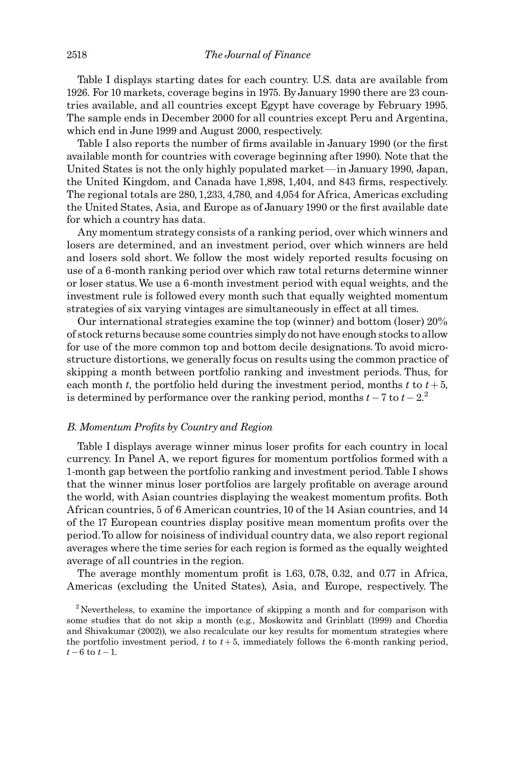Table I displays starting dates for each country. U.S. data are available from 1926. For 10 markets, coverage begins in 1975. By January 1990 there are 23 countries available, and all countries except Egypt have coverage by February 1995. The sample ends in December 2000 for all countries except Peru and Argentina, which end in June 1999 and August 2000, respectively.

Table I also reports the number of firms available in January 1990 (or the first available month for countries with coverage beginning after 1990). Note that the United States is not the only highly populated market—in January 1990, Japan, the United Kingdom, and Canada have 1,898, 1,404, and 843 firms, respectively. The regional totals are 280, 1,233, 4,780, and 4,054 for Africa, Americas excluding the United States, Asia, and Europe as of January 1990 or the first available date for which a country has data.

Any momentum strategy consists of a ranking period, over which winners and losers are determined, and an investment period, over which winners are held and losers sold short. We follow the most widely reported results focusing on use of a 6-month ranking period over which raw total returns determine winner or loser status. We use a 6-month investment period with equal weights, and the investment rule is followed every month such that equally weighted momentum strategies of six varying vintages are simultaneously in effect at all times.

Our international strategies examine the top (winner) and bottom (loser) 20% of stock returns because some countries simply do not have enough stocks to allow for use of the more common top and bottom decile designations. To avoid microstructure distortions, we generally focus on results using the common practice of skipping a month between portfolio ranking and investment periods. Thus, for each month $t$, the portfolio held during the investment period, months $t$ to $t+5$, is determined by performance over the ranking period, months $t-7$ to $t-2$.[2]

### *B. Momentum Profits by Country and Region*

Table I displays average winner minus loser profits for each country in local currency. In Panel A, we report figures for momentum portfolios formed with a 1-month gap between the portfolio ranking and investment period. Table I shows that the winner minus loser portfolios are largely profitable on average around the world, with Asian countries displaying the weakest momentum profits. Both African countries, 5 of 6 American countries, 10 of the 14 Asian countries, and 14 of the 17 European countries display positive mean momentum profits over the period. To allow for noisiness of individual country data, we also report regional averages where the time series for each region is formed as the equally weighted average of all countries in the region.

The average monthly momentum profit is 1.63, 0.78, 0.32, and 0.77 in Africa, Americas (excluding the United States), Asia, and Europe, respectively. The

[2] Nevertheless, to examine the importance of skipping a month and for comparison with some studies that do not skip a month (e.g., Moskowitz and Grinblatt (1999) and Chordia and Shivakumar (2002)), we also recalculate our key results for momentum strategies where the portfolio investment period, $t$ to $t+5$, immediately follows the 6-month ranking period, $t-6$ to $t-1$.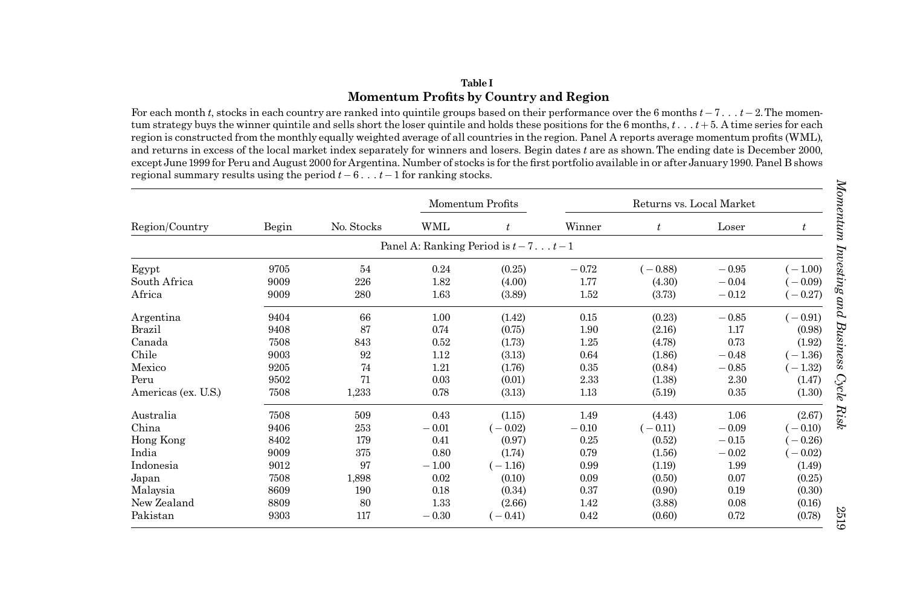**Table I**

**Momentum Profits by Country and Region**

For each month $t$, stocks in each country are ranked into quintile groups based on their performance over the 6 months $t-7 \ldots t-2$. The momentum strategy buys the winner quintile and sells short the loser quintile and holds these positions for the 6 months, $t \ldots t+5$. A time series for each region is constructed from the monthly equally weighted average of all countries in the region. Panel A reports average momentum profits (WML), and returns in excess of the local market index separately for winners and losers. Begin dates $t$ are as shown. The ending date is December 2000, except June 1999 for Peru and August 2000 for Argentina. Number of stocks is for the first portfolio available in or after January 1990. Panel B shows regional summary results using the period $t-6 \ldots t-1$ for ranking stocks.

| Region/Country | Begin | No. Stocks | Momentum Profits | | Returns vs. Local Market | | | |
|---|---|---|---|---|---|---|---|---|
| | | | WML | $t$ | Winner | $t$ | Loser | $t$ |
| **Panel A: Ranking Period is $t-7 \ldots t-1$** | | | | | | | | |
| Egypt | 9705 | 54 | 0.24 | (0.25) | −0.72 | (−0.88) | −0.95 | (−1.00) |
| South Africa | 9009 | 226 | 1.82 | (4.00) | 1.77 | (4.30) | −0.04 | (−0.09) |
| Africa | 9009 | 280 | 1.63 | (3.89) | 1.52 | (3.73) | −0.12 | (−0.27) |
| Argentina | 9404 | 66 | 1.00 | (1.42) | 0.15 | (0.23) | −0.85 | (−0.91) |
| Brazil | 9408 | 87 | 0.74 | (0.75) | 1.90 | (2.16) | 1.17 | (0.98) |
| Canada | 7508 | 843 | 0.52 | (1.73) | 1.25 | (4.78) | 0.73 | (1.92) |
| Chile | 9003 | 92 | 1.12 | (3.13) | 0.64 | (1.86) | −0.48 | (−1.36) |
| Mexico | 9205 | 74 | 1.21 | (1.76) | 0.35 | (0.84) | −0.85 | (−1.32) |
| Peru | 9502 | 71 | 0.03 | (0.01) | 2.33 | (1.38) | 2.30 | (1.47) |
| Americas (ex. U.S.) | 7508 | 1,233 | 0.78 | (3.13) | 1.13 | (5.19) | 0.35 | (1.30) |
| Australia | 7508 | 509 | 0.43 | (1.15) | 1.49 | (4.43) | 1.06 | (2.67) |
| China | 9406 | 253 | −0.01 | (−0.02) | −0.10 | (−0.11) | −0.09 | (−0.10) |
| Hong Kong | 8402 | 179 | 0.41 | (0.97) | 0.25 | (0.52) | −0.15 | (−0.26) |
| India | 9009 | 375 | 0.80 | (1.74) | 0.79 | (1.56) | −0.02 | (−0.02) |
| Indonesia | 9012 | 97 | −1.00 | (−1.16) | 0.99 | (1.19) | 1.99 | (1.49) |
| Japan | 7508 | 1,898 | 0.02 | (0.10) | 0.09 | (0.50) | 0.07 | (0.25) |
| Malaysia | 8609 | 190 | 0.18 | (0.34) | 0.37 | (0.90) | 0.19 | (0.30) |
| New Zealand | 8809 | 80 | 1.33 | (2.66) | 1.42 | (3.88) | 0.08 | (0.16) |
| Pakistan | 9303 | 117 | −0.30 | (−0.41) | 0.42 | (0.60) | 0.72 | (0.78) |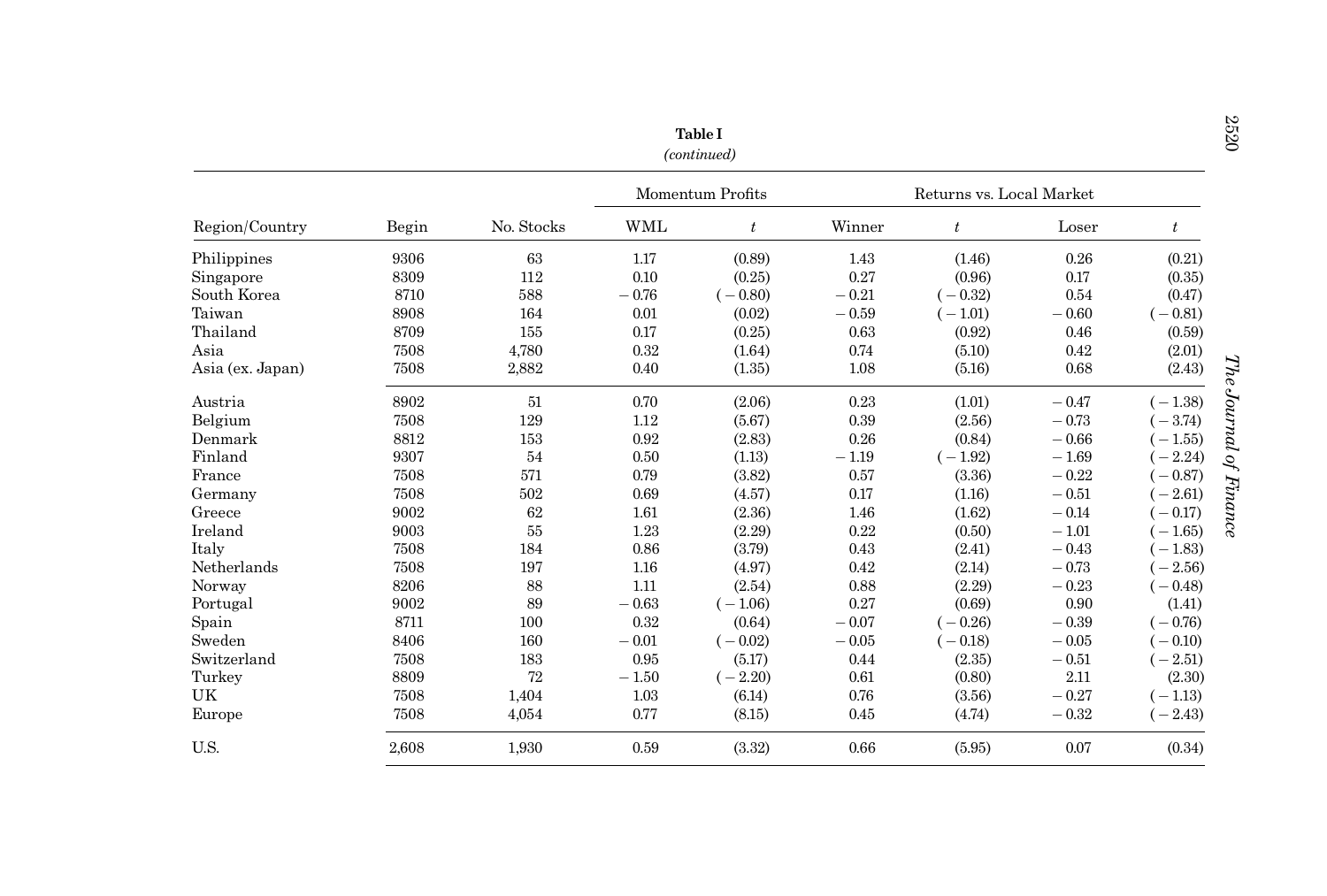**Table I**

*(continued)*

| Region/Country | Begin | No. Stocks | Momentum Profits | | Returns vs. Local Market | | | |
|---|---|---|---|---|---|---|---|---|
| | | | WML | *t* | Winner | *t* | Loser | *t* |
| Philippines | 9306 | 63 | 1.17 | (0.89) | 1.43 | (1.46) | 0.26 | (0.21) |
| Singapore | 8309 | 112 | 0.10 | (0.25) | 0.27 | (0.96) | 0.17 | (0.35) |
| South Korea | 8710 | 588 | −0.76 | (−0.80) | −0.21 | (−0.32) | 0.54 | (0.47) |
| Taiwan | 8908 | 164 | 0.01 | (0.02) | −0.59 | (−1.01) | −0.60 | (−0.81) |
| Thailand | 8709 | 155 | 0.17 | (0.25) | 0.63 | (0.92) | 0.46 | (0.59) |
| Asia | 7508 | 4,780 | 0.32 | (1.64) | 0.74 | (5.10) | 0.42 | (2.01) |
| Asia (ex. Japan) | 7508 | 2,882 | 0.40 | (1.35) | 1.08 | (5.16) | 0.68 | (2.43) |
| Austria | 8902 | 51 | 0.70 | (2.06) | 0.23 | (1.01) | −0.47 | (−1.38) |
| Belgium | 7508 | 129 | 1.12 | (5.67) | 0.39 | (2.56) | −0.73 | (−3.74) |
| Denmark | 8812 | 153 | 0.92 | (2.83) | 0.26 | (0.84) | −0.66 | (−1.55) |
| Finland | 9307 | 54 | 0.50 | (1.13) | −1.19 | (−1.92) | −1.69 | (−2.24) |
| France | 7508 | 571 | 0.79 | (3.82) | 0.57 | (3.36) | −0.22 | (−0.87) |
| Germany | 7508 | 502 | 0.69 | (4.57) | 0.17 | (1.16) | −0.51 | (−2.61) |
| Greece | 9002 | 62 | 1.61 | (2.36) | 1.46 | (1.62) | −0.14 | (−0.17) |
| Ireland | 9003 | 55 | 1.23 | (2.29) | 0.22 | (0.50) | −1.01 | (−1.65) |
| Italy | 7508 | 184 | 0.86 | (3.79) | 0.43 | (2.41) | −0.43 | (−1.83) |
| Netherlands | 7508 | 197 | 1.16 | (4.97) | 0.42 | (2.14) | −0.73 | (−2.56) |
| Norway | 8206 | 88 | 1.11 | (2.54) | 0.88 | (2.29) | −0.23 | (−0.48) |
| Portugal | 9002 | 89 | −0.63 | (−1.06) | 0.27 | (0.69) | 0.90 | (1.41) |
| Spain | 8711 | 100 | 0.32 | (0.64) | −0.07 | (−0.26) | −0.39 | (−0.76) |
| Sweden | 8406 | 160 | −0.01 | (−0.02) | −0.05 | (−0.18) | −0.05 | (−0.10) |
| Switzerland | 7508 | 183 | 0.95 | (5.17) | 0.44 | (2.35) | −0.51 | (−2.51) |
| Turkey | 8809 | 72 | −1.50 | (−2.20) | 0.61 | (0.80) | 2.11 | (2.30) |
| UK | 7508 | 1,404 | 1.03 | (6.14) | 0.76 | (3.56) | −0.27 | (−1.13) |
| Europe | 7508 | 4,054 | 0.77 | (8.15) | 0.45 | (4.74) | −0.32 | (−2.43) |
| U.S. | 2,608 | 1,930 | 0.59 | (3.32) | 0.66 | (5.95) | 0.07 | (0.34) |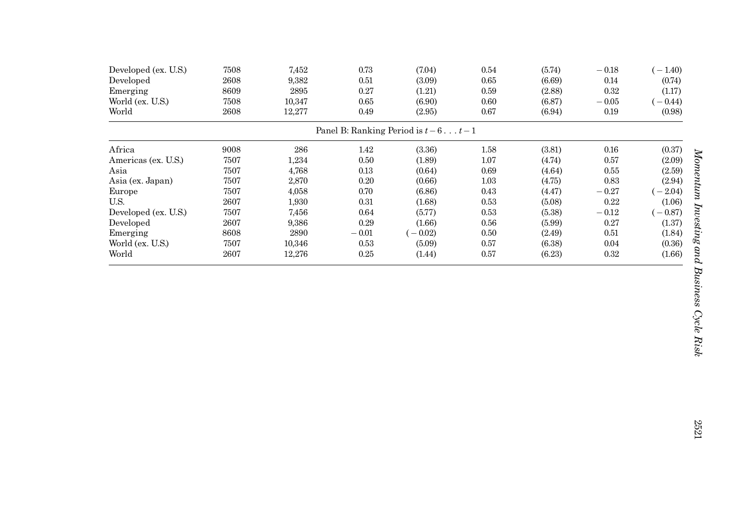| | | | | | | | | |
|---|---|---|---|---|---|---|---|---|
| Developed (ex. U.S.) | 7508 | 7,452 | 0.73 | (7.04) | 0.54 | (5.74) | − 0.18 | (− 1.40) |
| Developed | 2608 | 9,382 | 0.51 | (3.09) | 0.65 | (6.69) | 0.14 | (0.74) |
| Emerging | 8609 | 2895 | 0.27 | (1.21) | 0.59 | (2.88) | 0.32 | (1.17) |
| World (ex. U.S.) | 7508 | 10,347 | 0.65 | (6.90) | 0.60 | (6.87) | − 0.05 | (− 0.44) |
| World | 2608 | 12,277 | 0.49 | (2.95) | 0.67 | (6.94) | 0.19 | (0.98) |
| | | | Panel B: Ranking Period is $t-6 \ldots t-1$ | | | | | |
| Africa | 9008 | 286 | 1.42 | (3.36) | 1.58 | (3.81) | 0.16 | (0.37) |
| Americas (ex. U.S.) | 7507 | 1,234 | 0.50 | (1.89) | 1.07 | (4.74) | 0.57 | (2.09) |
| Asia | 7507 | 4,768 | 0.13 | (0.64) | 0.69 | (4.64) | 0.55 | (2.59) |
| Asia (ex. Japan) | 7507 | 2,870 | 0.20 | (0.66) | 1.03 | (4.75) | 0.83 | (2.94) |
| Europe | 7507 | 4,058 | 0.70 | (6.86) | 0.43 | (4.47) | − 0.27 | (− 2.04) |
| U.S. | 2607 | 1,930 | 0.31 | (1.68) | 0.53 | (5.08) | 0.22 | (1.06) |
| Developed (ex. U.S.) | 7507 | 7,456 | 0.64 | (5.77) | 0.53 | (5.38) | − 0.12 | (− 0.87) |
| Developed | 2607 | 9,386 | 0.29 | (1.66) | 0.56 | (5.99) | 0.27 | (1.37) |
| Emerging | 8608 | 2890 | − 0.01 | (− 0.02) | 0.50 | (2.49) | 0.51 | (1.84) |
| World (ex. U.S.) | 7507 | 10,346 | 0.53 | (5.09) | 0.57 | (6.38) | 0.04 | (0.36) |
| World | 2607 | 12,276 | 0.25 | (1.44) | 0.57 | (6.23) | 0.32 | (1.66) |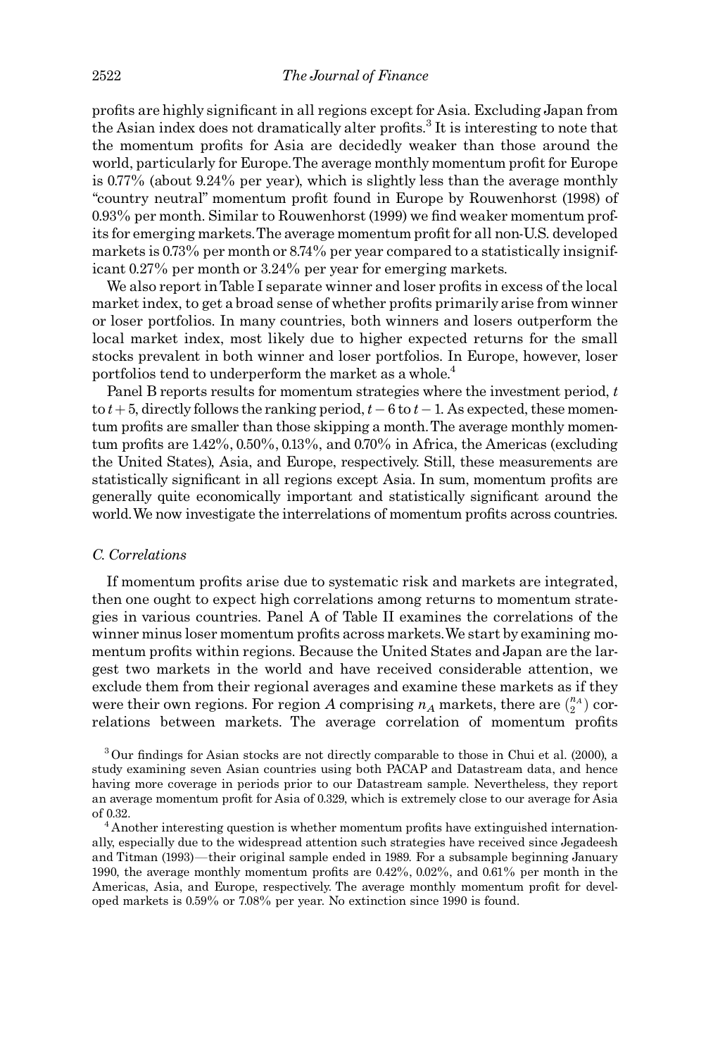profits are highly significant in all regions except for Asia. Excluding Japan from the Asian index does not dramatically alter profits.[3] It is interesting to note that the momentum profits for Asia are decidedly weaker than those around the world, particularly for Europe. The average monthly momentum profit for Europe is 0.77% (about 9.24% per year), which is slightly less than the average monthly "country neutral" momentum profit found in Europe by Rouwenhorst (1998) of 0.93% per month. Similar to Rouwenhorst (1999) we find weaker momentum profits for emerging markets. The average momentum profit for all non-U.S. developed markets is 0.73% per month or 8.74% per year compared to a statistically insignificant 0.27% per month or 3.24% per year for emerging markets.

We also report in Table I separate winner and loser profits in excess of the local market index, to get a broad sense of whether profits primarily arise from winner or loser portfolios. In many countries, both winners and losers outperform the local market index, most likely due to higher expected returns for the small stocks prevalent in both winner and loser portfolios. In Europe, however, loser portfolios tend to underperform the market as a whole.[4]

Panel B reports results for momentum strategies where the investment period, $t$ to $t+5$, directly follows the ranking period, $t-6$ to $t-1$. As expected, these momentum profits are smaller than those skipping a month. The average monthly momentum profits are 1.42%, 0.50%, 0.13%, and 0.70% in Africa, the Americas (excluding the United States), Asia, and Europe, respectively. Still, these measurements are statistically significant in all regions except Asia. In sum, momentum profits are generally quite economically important and statistically significant around the world. We now investigate the interrelations of momentum profits across countries.

### C. Correlations

If momentum profits arise due to systematic risk and markets are integrated, then one ought to expect high correlations among returns to momentum strategies in various countries. Panel A of Table II examines the correlations of the winner minus loser momentum profits across markets. We start by examining momentum profits within regions. Because the United States and Japan are the largest two markets in the world and have received considerable attention, we exclude them from their regional averages and examine these markets as if they were their own regions. For region $A$ comprising $n_A$ markets, there are $\binom{n_A}{2}$ correlations between markets. The average correlation of momentum profits

[3] Our findings for Asian stocks are not directly comparable to those in Chui et al. (2000), a study examining seven Asian countries using both PACAP and Datastream data, and hence having more coverage in periods prior to our Datastream sample. Nevertheless, they report an average momentum profit for Asia of 0.329, which is extremely close to our average for Asia of 0.32.

[4] Another interesting question is whether momentum profits have extinguished internationally, especially due to the widespread attention such strategies have received since Jegadeesh and Titman (1993)—their original sample ended in 1989. For a subsample beginning January 1990, the average monthly momentum profits are 0.42%, 0.02%, and 0.61% per month in the Americas, Asia, and Europe, respectively. The average monthly momentum profit for developed markets is 0.59% or 7.08% per year. No extinction since 1990 is found.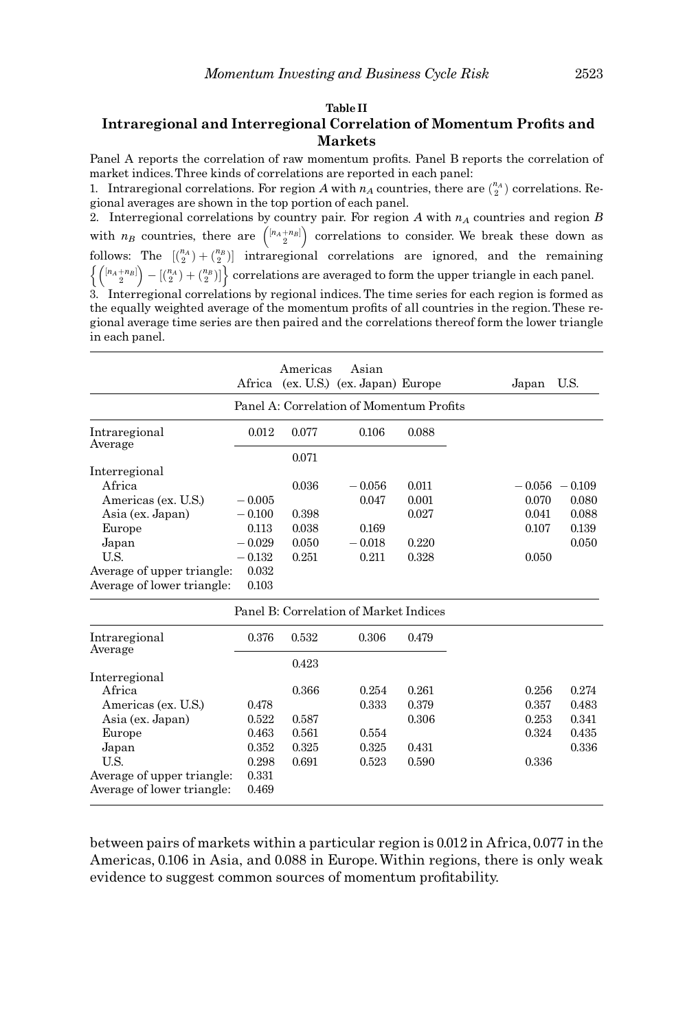**Table II**

**Intraregional and Interregional Correlation of Momentum Profits and Markets**

Panel A reports the correlation of raw momentum profits. Panel B reports the correlation of market indices. Three kinds of correlations are reported in each panel:

1. Intraregional correlations. For region $A$ with $n_A$ countries, there are $\binom{n_A}{2}$ correlations. Regional averages are shown in the top portion of each panel.
2. Interregional correlations by country pair. For region $A$ with $n_A$ countries and region $B$ with $n_B$ countries, there are $\binom{[n_A+n_B]}{2}$ correlations to consider. We break these down as follows: The $[\binom{n_A}{2}+\binom{n_B}{2}]$ intraregional correlations are ignored, and the remaining $\left\{\binom{[n_A+n_B]}{2}-[\binom{n_A}{2}+\binom{n_B}{2}]\right\}$ correlations are averaged to form the upper triangle in each panel.
3. Interregional correlations by regional indices. The time series for each region is formed as the equally weighted average of the momentum profits of all countries in the region. These regional average time series are then paired and the correlations thereof form the lower triangle in each panel.

| | Africa | Americas (ex. U.S.) | Asian (ex. Japan) | Europe | Japan | U.S. |
|---|---|---|---|---|---|---|
| **Panel A: Correlation of Momentum Profits** | | | | | | |
| Intraregional | 0.012 | 0.077 | 0.106 | 0.088 | | |
| Average | | 0.071 | | | | |
| Interregional | | | | | | |
| Africa | | 0.036 | −0.056 | 0.011 | −0.056 | −0.109 |
| Americas (ex. U.S.) | −0.005 | | 0.047 | 0.001 | 0.070 | 0.080 |
| Asia (ex. Japan) | −0.100 | 0.398 | | 0.027 | 0.041 | 0.088 |
| Europe | 0.113 | 0.038 | 0.169 | | 0.107 | 0.139 |
| Japan | −0.029 | 0.050 | −0.018 | 0.220 | | 0.050 |
| U.S. | −0.132 | 0.251 | 0.211 | 0.328 | 0.050 | |
| Average of upper triangle: | 0.032 | | | | | |
| Average of lower triangle: | 0.103 | | | | | |
| **Panel B: Correlation of Market Indices** | | | | | | |
| Intraregional | 0.376 | 0.532 | 0.306 | 0.479 | | |
| Average | | 0.423 | | | | |
| Interregional | | | | | | |
| Africa | | 0.366 | 0.254 | 0.261 | 0.256 | 0.274 |
| Americas (ex. U.S.) | 0.478 | | 0.333 | 0.379 | 0.357 | 0.483 |
| Asia (ex. Japan) | 0.522 | 0.587 | | 0.306 | 0.253 | 0.341 |
| Europe | 0.463 | 0.561 | 0.554 | | 0.324 | 0.435 |
| Japan | 0.352 | 0.325 | 0.325 | 0.431 | | 0.336 |
| U.S. | 0.298 | 0.691 | 0.523 | 0.590 | 0.336 | |
| Average of upper triangle: | 0.331 | | | | | |
| Average of lower triangle: | 0.469 | | | | | |

between pairs of markets within a particular region is 0.012 in Africa, 0.077 in the Americas, 0.106 in Asia, and 0.088 in Europe. Within regions, there is only weak evidence to suggest common sources of momentum profitability.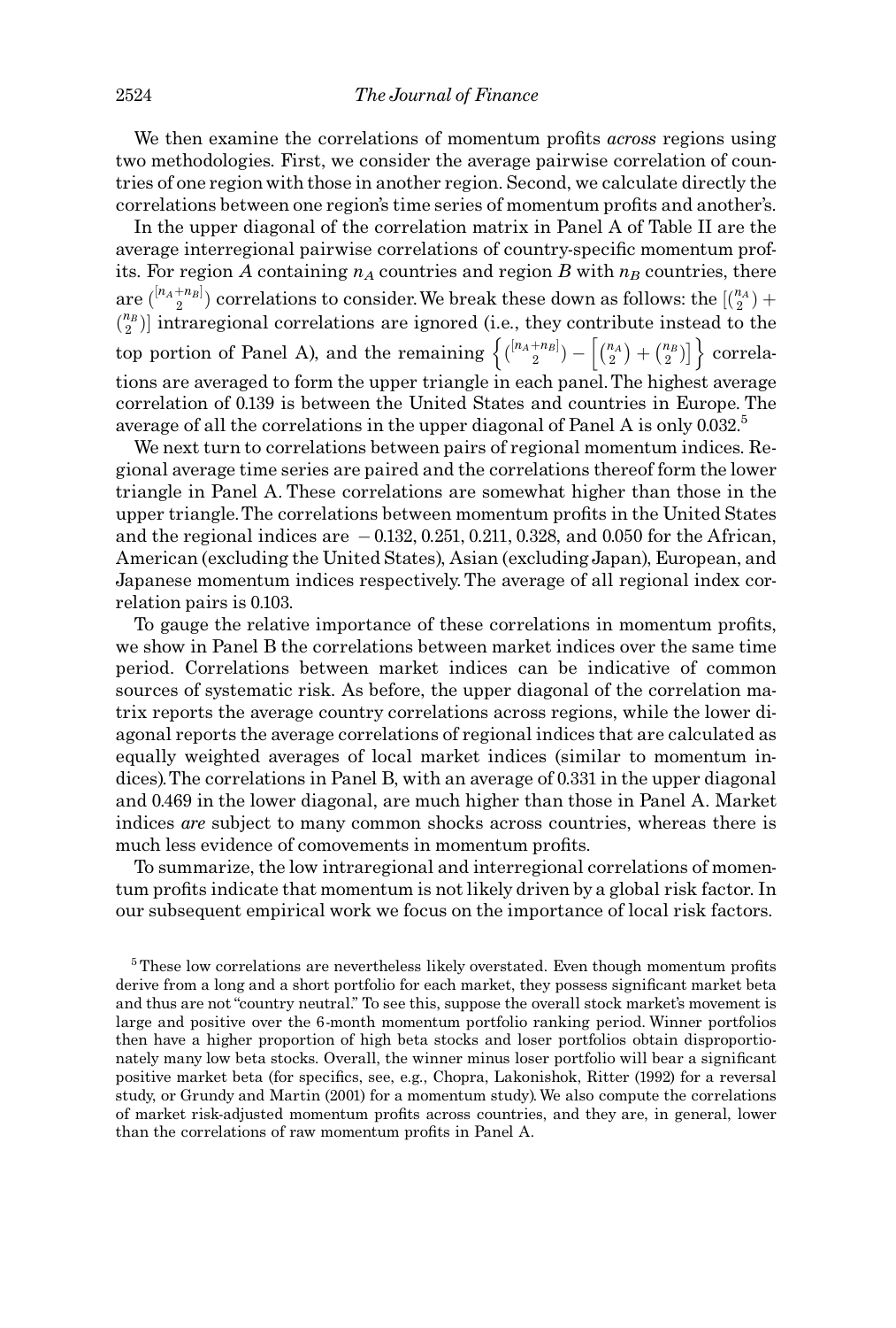We then examine the correlations of momentum profits *across* regions using two methodologies. First, we consider the average pairwise correlation of countries of one region with those in another region. Second, we calculate directly the correlations between one region's time series of momentum profits and another's.

In the upper diagonal of the correlation matrix in Panel A of Table II are the average interregional pairwise correlations of country-specific momentum profits. For region $A$ containing $n_A$ countries and region $B$ with $n_B$ countries, there are $\binom{[n_A+n_B]}{2}$ correlations to consider. We break these down as follows: the $[\binom{n_A}{2}+\binom{n_B}{2}]$ intraregional correlations are ignored (i.e., they contribute instead to the top portion of Panel A), and the remaining $\left\{\binom{[n_A+n_B]}{2}-\left[\binom{n_A}{2}+\binom{n_B}{2}\right]\right\}$ correlations are averaged to form the upper triangle in each panel. The highest average correlation of 0.139 is between the United States and countries in Europe. The average of all the correlations in the upper diagonal of Panel A is only 0.032.[5]

We next turn to correlations between pairs of regional momentum indices. Regional average time series are paired and the correlations thereof form the lower triangle in Panel A. These correlations are somewhat higher than those in the upper triangle. The correlations between momentum profits in the United States and the regional indices are −0.132, 0.251, 0.211, 0.328, and 0.050 for the African, American (excluding the United States), Asian (excluding Japan), European, and Japanese momentum indices respectively. The average of all regional index correlation pairs is 0.103.

To gauge the relative importance of these correlations in momentum profits, we show in Panel B the correlations between market indices over the same time period. Correlations between market indices can be indicative of common sources of systematic risk. As before, the upper diagonal of the correlation matrix reports the average country correlations across regions, while the lower diagonal reports the average correlations of regional indices that are calculated as equally weighted averages of local market indices (similar to momentum indices). The correlations in Panel B, with an average of 0.331 in the upper diagonal and 0.469 in the lower diagonal, are much higher than those in Panel A. Market indices *are* subject to many common shocks across countries, whereas there is much less evidence of comovements in momentum profits.

To summarize, the low intraregional and interregional correlations of momentum profits indicate that momentum is not likely driven by a global risk factor. In our subsequent empirical work we focus on the importance of local risk factors.

[5] These low correlations are nevertheless likely overstated. Even though momentum profits derive from a long and a short portfolio for each market, they possess significant market beta and thus are not "country neutral." To see this, suppose the overall stock market's movement is large and positive over the 6-month momentum portfolio ranking period. Winner portfolios then have a higher proportion of high beta stocks and loser portfolios obtain disproportionately many low beta stocks. Overall, the winner minus loser portfolio will bear a significant positive market beta (for specifics, see, e.g., Chopra, Lakonishok, Ritter (1992) for a reversal study, or Grundy and Martin (2001) for a momentum study). We also compute the correlations of market risk-adjusted momentum profits across countries, and they are, in general, lower than the correlations of raw momentum profits in Panel A.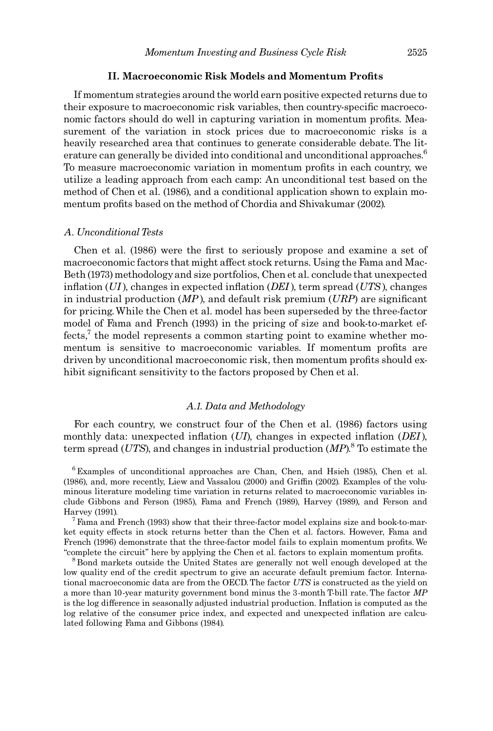## II. Macroeconomic Risk Models and Momentum Profits

If momentum strategies around the world earn positive expected returns due to their exposure to macroeconomic risk variables, then country-specific macroeconomic factors should do well in capturing variation in momentum profits. Measurement of the variation in stock prices due to macroeconomic risks is a heavily researched area that continues to generate considerable debate. The literature can generally be divided into conditional and unconditional approaches.[6] To measure macroeconomic variation in momentum profits in each country, we utilize a leading approach from each camp: An unconditional test based on the method of Chen et al. (1986), and a conditional application shown to explain momentum profits based on the method of Chordia and Shivakumar (2002).

### A. Unconditional Tests

Chen et al. (1986) were the first to seriously propose and examine a set of macroeconomic factors that might affect stock returns. Using the Fama and MacBeth (1973) methodology and size portfolios, Chen et al. conclude that unexpected inflation (*UI*), changes in expected inflation (*DEI*), term spread (*UTS*), changes in industrial production (*MP*), and default risk premium (*URP*) are significant for pricing. While the Chen et al. model has been superseded by the three-factor model of Fama and French (1993) in the pricing of size and book-to-market effects,[7] the model represents a common starting point to examine whether momentum is sensitive to macroeconomic variables. If momentum profits are driven by unconditional macroeconomic risk, then momentum profits should exhibit significant sensitivity to the factors proposed by Chen et al.

#### A.1. Data and Methodology

For each country, we construct four of the Chen et al. (1986) factors using monthly data: unexpected inflation (*UI*), changes in expected inflation (*DEI*), term spread (*UTS*), and changes in industrial production (*MP*).[8] To estimate the

[6] Examples of unconditional approaches are Chan, Chen, and Hsieh (1985), Chen et al. (1986), and, more recently, Liew and Vassalou (2000) and Griffin (2002). Examples of the voluminous literature modeling time variation in returns related to macroeconomic variables include Gibbons and Ferson (1985), Fama and French (1989), Harvey (1989), and Ferson and Harvey (1991).

[7] Fama and French (1993) show that their three-factor model explains size and book-to-market equity effects in stock returns better than the Chen et al. factors. However, Fama and French (1996) demonstrate that the three-factor model fails to explain momentum profits. We "complete the circuit" here by applying the Chen et al. factors to explain momentum profits.

[8] Bond markets outside the United States are generally not well enough developed at the low quality end of the credit spectrum to give an accurate default premium factor. International macroeconomic data are from the OECD. The factor *UTS* is constructed as the yield on a more than 10-year maturity government bond minus the 3-month T-bill rate. The factor *MP* is the log difference in seasonally adjusted industrial production. Inflation is computed as the log relative of the consumer price index, and expected and unexpected inflation are calculated following Fama and Gibbons (1984).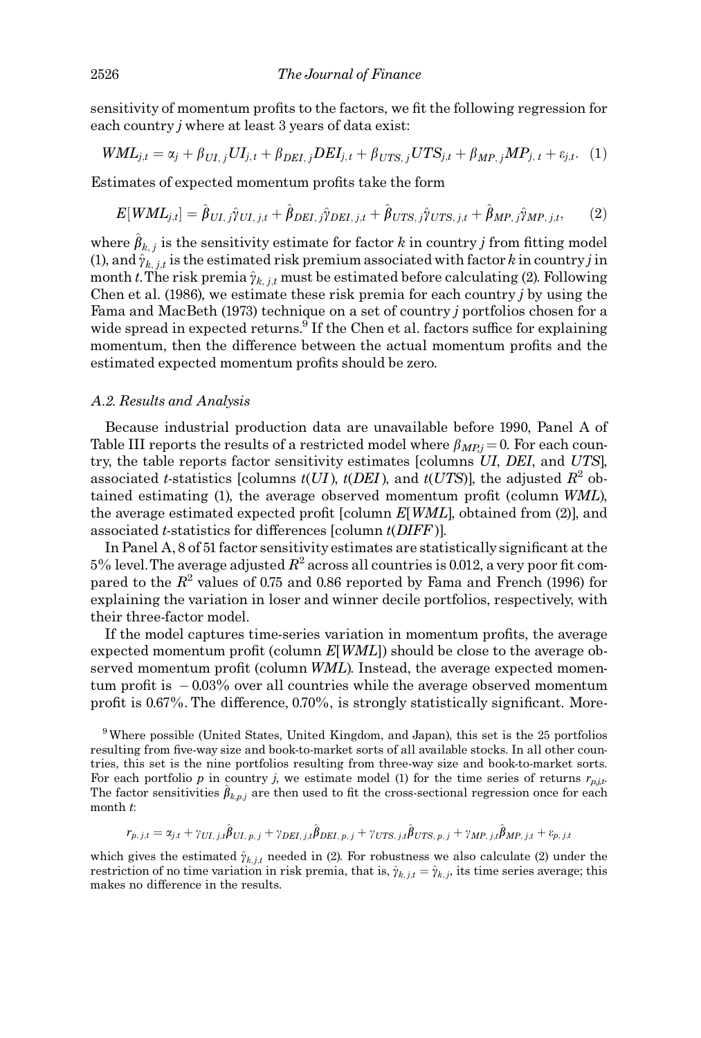sensitivity of momentum profits to the factors, we fit the following regression for each country $j$ where at least 3 years of data exist:

$$WML_{j,t} = \alpha_j + \beta_{UI,j} UI_{j,t} + \beta_{DEI,j} DEI_{j,t} + \beta_{UTS,j} UTS_{j,t} + \beta_{MP,j} MP_{j,t} + \varepsilon_{j,t}. \quad (1)$$

Estimates of expected momentum profits take the form

$$E[WML_{j,t}] = \hat{\beta}_{UI,j}\hat{\gamma}_{UI,j,t} + \hat{\beta}_{DEI,j}\hat{\gamma}_{DEI,j,t} + \hat{\beta}_{UTS,j}\hat{\gamma}_{UTS,j,t} + \hat{\beta}_{MP,j}\hat{\gamma}_{MP,j,t}, \quad (2)$$

where $\hat{\beta}_{k,j}$ is the sensitivity estimate for factor $k$ in country $j$ from fitting model (1), and $\hat{\gamma}_{k,j,t}$ is the estimated risk premium associated with factor $k$ in country $j$ in month $t$. The risk premia $\hat{\gamma}_{k,j,t}$ must be estimated before calculating (2). Following Chen et al. (1986), we estimate these risk premia for each country $j$ by using the Fama and MacBeth (1973) technique on a set of country $j$ portfolios chosen for a wide spread in expected returns.[9] If the Chen et al. factors suffice for explaining momentum, then the difference between the actual momentum profits and the estimated expected momentum profits should be zero.

### A.2. Results and Analysis

Because industrial production data are unavailable before 1990, Panel A of Table III reports the results of a restricted model where $\beta_{MP,j} = 0$. For each country, the table reports factor sensitivity estimates [columns *UI*, *DEI*, and *UTS*], associated $t$-statistics [columns $t(UI)$, $t(DEI)$, and $t(UTS)$], the adjusted $R^2$ obtained estimating (1), the average observed momentum profit (column *WML*), the average estimated expected profit [column $E[WML]$, obtained from (2)], and associated $t$-statistics for differences [column $t(DIFF)$].

In Panel A, 8 of 51 factor sensitivity estimates are statistically significant at the 5% level. The average adjusted $R^2$ across all countries is 0.012, a very poor fit compared to the $R^2$ values of 0.75 and 0.86 reported by Fama and French (1996) for explaining the variation in loser and winner decile portfolios, respectively, with their three-factor model.

If the model captures time-series variation in momentum profits, the average expected momentum profit (column $E[WML]$) should be close to the average observed momentum profit (column *WML*). Instead, the average expected momentum profit is $-0.03$% over all countries while the average observed momentum profit is 0.67%. The difference, 0.70%, is strongly statistically significant. More-

[9] Where possible (United States, United Kingdom, and Japan), this set is the 25 portfolios resulting from five-way size and book-to-market sorts of all available stocks. In all other countries, this set is the nine portfolios resulting from three-way size and book-to-market sorts. For each portfolio $p$ in country $j$, we estimate model (1) for the time series of returns $r_{p,j,t}$. The factor sensitivities $\hat{\beta}_{k,p,j}$ are then used to fit the cross-sectional regression once for each month $t$:

$$r_{p,j,t} = \alpha_{j,t} + \gamma_{UI,j,t}\hat{\beta}_{UI,p,j} + \gamma_{DEI,j,t}\hat{\beta}_{DEI,p,j} + \gamma_{UTS,j,t}\hat{\beta}_{UTS,p,j} + \gamma_{MP,j,t}\hat{\beta}_{MP,j,t} + \varepsilon_{p,j,t}$$

which gives the estimated $\hat{\gamma}_{k,j,t}$ needed in (2). For robustness we also calculate (2) under the restriction of no time variation in risk premia, that is, $\hat{\gamma}_{k,j,t} = \hat{\gamma}_{k,j}$, its time series average; this makes no difference in the results.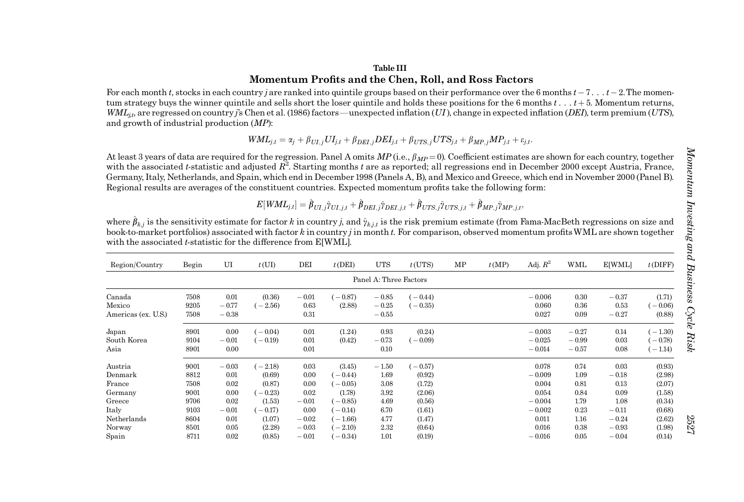**Table III**

**Momentum Profits and the Chen, Roll, and Ross Factors**

For each month $t$, stocks in each country $j$ are ranked into quintile groups based on their performance over the 6 months $t-7 \ldots t-2$. The momentum strategy buys the winner quintile and sells short the loser quintile and holds these positions for the 6 months $t \ldots t+5$. Momentum returns, $WML_{j,t}$, are regressed on country $j$'s Chen et al. (1986) factors—unexpected inflation ($UI$), change in expected inflation ($DEI$), term premium ($UTS$), and growth of industrial production ($MP$):

$$WML_{j,t} = \alpha_j + \beta_{UI,j} UI_{j,t} + \beta_{DEI,j} DEI_{j,t} + \beta_{UTS,j} UTS_{j,t} + \beta_{MP,j} MP_{j,t} + \varepsilon_{j,t}.$$

At least 3 years of data are required for the regression. Panel A omits $MP$ (i.e., $\beta_{MP} = 0$). Coefficient estimates are shown for each country, together with the associated $t$-statistic and adjusted $R^2$. Starting months $t$ are as reported; all regressions end in December 2000 except Austria, France, Germany, Italy, Netherlands, and Spain, which end in December 1998 (Panels A, B), and Mexico and Greece, which end in November 2000 (Panel B). Regional results are averages of the constituent countries. Expected momentum profits take the following form:

$$E[WML_{j,t}] = \hat{\beta}_{UI,j}\hat{\gamma}_{UI,j,t} + \hat{\beta}_{DEI,j}\hat{\gamma}_{DEI,j,t} + \hat{\beta}_{UTS,j}\hat{\gamma}_{UTS,j,t} + \hat{\beta}_{MP,j}\hat{\gamma}_{MP,j,t},$$

where $\hat{\beta}_{k,j}$ is the sensitivity estimate for factor $k$ in country $j$, and $\hat{\gamma}_{k,j,t}$ is the risk premium estimate (from Fama-MacBeth regressions on size and book-to-market portfolios) associated with factor $k$ in country $j$ in month $t$. For comparison, observed momentum profits WML are shown together with the associated $t$-statistic for the difference from E[WML].

| Region/Country | Begin | UI | $t$(UI) | DEI | $t$(DEI) | UTS | $t$(UTS) | MP | $t$(MP) | Adj. $R^2$ | WML | E[WML] | $t$(DIFF) |
|---|---|---|---|---|---|---|---|---|---|---|---|---|---|
| | | | | | | Panel A: Three Factors | | | | | | | |
| Canada | 7508 | 0.01 | (0.36) | −0.01 | (−0.87) | −0.85 | (−0.44) | | | −0.006 | 0.30 | −0.37 | (1.71) |
| Mexico | 9205 | −0.77 | (−2.56) | 0.63 | (2.88) | −0.25 | (−0.35) | | | 0.060 | 0.36 | 0.53 | (−0.06) |
| Americas (ex. U.S.) | 7508 | −0.38 | | 0.31 | | −0.55 | | | | 0.027 | 0.09 | −0.27 | (0.88) |
| Japan | 8901 | 0.00 | (−0.04) | 0.01 | (1.24) | 0.93 | (0.24) | | | −0.003 | −0.27 | 0.14 | (−1.30) |
| South Korea | 9104 | −0.01 | (−0.19) | 0.01 | (0.42) | −0.73 | (−0.09) | | | −0.025 | −0.99 | 0.03 | (−0.78) |
| Asia | 8901 | 0.00 | | 0.01 | | 0.10 | | | | −0.014 | −0.57 | 0.08 | (−1.14) |
| Austria | 9001 | −0.03 | (−2.18) | 0.03 | (3.45) | −1.50 | (−0.57) | | | 0.078 | 0.74 | 0.03 | (0.93) |
| Denmark | 8812 | 0.01 | (0.69) | 0.00 | (−0.44) | 1.69 | (0.92) | | | −0.009 | 1.09 | −0.18 | (2.98) |
| France | 7508 | 0.02 | (0.87) | 0.00 | (−0.05) | 3.08 | (1.72) | | | 0.004 | 0.81 | 0.13 | (2.07) |
| Germany | 9001 | 0.00 | (−0.23) | 0.02 | (1.78) | 3.92 | (2.06) | | | 0.054 | 0.84 | 0.09 | (1.58) |
| Greece | 9706 | 0.02 | (1.53) | −0.01 | (−0.85) | 4.69 | (0.56) | | | −0.004 | 1.79 | 1.08 | (0.34) |
| Italy | 9103 | −0.01 | (−0.17) | 0.00 | (−0.14) | 6.70 | (1.61) | | | −0.002 | 0.23 | −0.11 | (0.68) |
| Netherlands | 8604 | 0.01 | (1.07) | −0.02 | (−1.66) | 4.77 | (1.47) | | | 0.011 | 1.16 | −0.24 | (2.62) |
| Norway | 8501 | 0.05 | (2.28) | −0.03 | (−2.10) | 2.32 | (0.64) | | | 0.016 | 0.38 | −0.93 | (1.98) |
| Spain | 8711 | 0.02 | (0.85) | −0.01 | (−0.34) | 1.01 | (0.19) | | | −0.016 | 0.05 | −0.04 | (0.14) |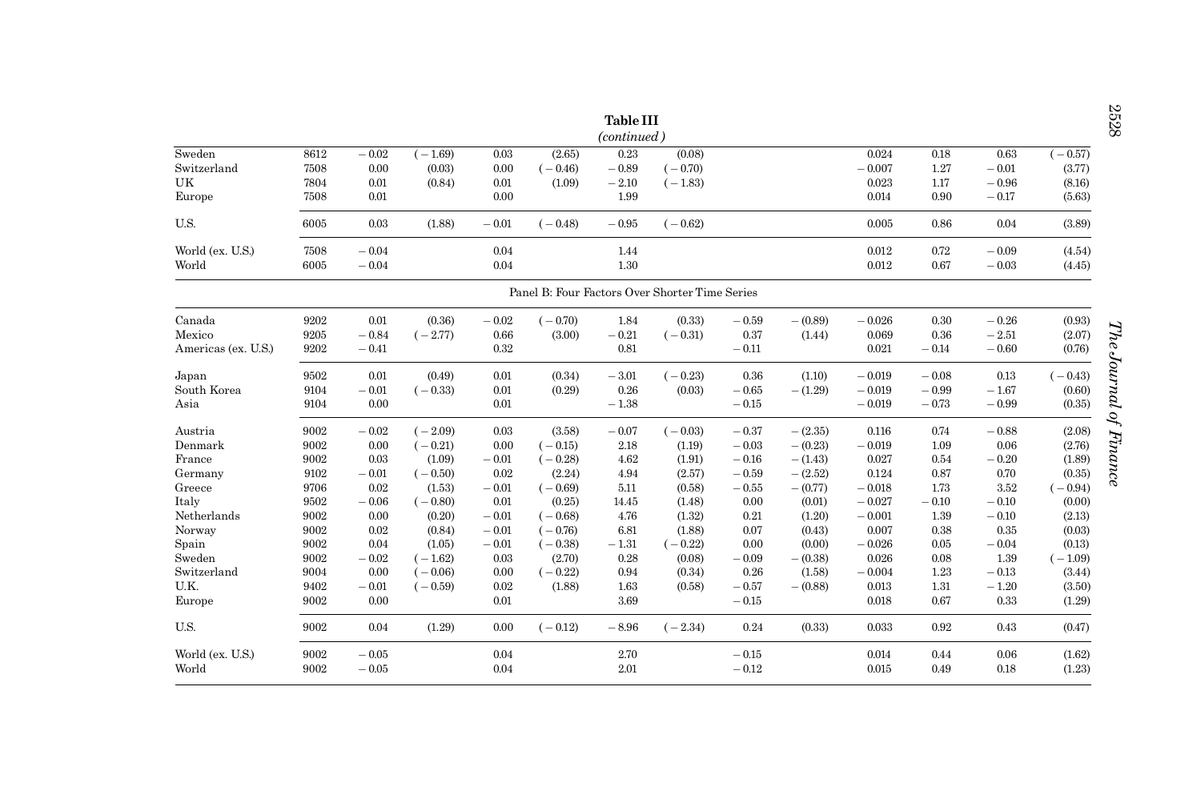**Table III**

*(continued)*

| | | | | | | | | | | | | | |
|---|---|---|---|---|---|---|---|---|---|---|---|---|---|
| Sweden | 8612 | −0.02 | (−1.69) | 0.03 | (2.65) | 0.23 | (0.08) | | | 0.024 | 0.18 | 0.63 | (−0.57) |
| Switzerland | 7508 | 0.00 | (0.03) | 0.00 | (−0.46) | −0.89 | (−0.70) | | | −0.007 | 1.27 | −0.01 | (3.77) |
| UK | 7804 | 0.01 | (0.84) | 0.01 | (1.09) | −2.10 | (−1.83) | | | 0.023 | 1.17 | −0.96 | (8.16) |
| Europe | 7508 | 0.01 | | 0.00 | | 1.99 | | | | 0.014 | 0.90 | −0.17 | (5.63) |
| U.S. | 6005 | 0.03 | (1.88) | −0.01 | (−0.48) | −0.95 | (−0.62) | | | 0.005 | 0.86 | 0.04 | (3.89) |
| World (ex. U.S.) | 7508 | −0.04 | | 0.04 | | 1.44 | | | | 0.012 | 0.72 | −0.09 | (4.54) |
| World | 6005 | −0.04 | | 0.04 | | 1.30 | | | | 0.012 | 0.67 | −0.03 | (4.45) |
| **Panel B: Four Factors Over Shorter Time Series** | | | | | | | | | | | | | |
| Canada | 9202 | 0.01 | (0.36) | −0.02 | (−0.70) | 1.84 | (0.33) | −0.59 | (−0.89) | −0.026 | 0.30 | −0.26 | (0.93) |
| Mexico | 9205 | −0.84 | (−2.77) | 0.66 | (3.00) | −0.21 | (−0.31) | 0.37 | (1.44) | 0.069 | 0.36 | −2.51 | (2.07) |
| Americas (ex. U.S.) | 9202 | −0.41 | | 0.32 | | 0.81 | | −0.11 | | 0.021 | −0.14 | −0.60 | (0.76) |
| Japan | 9502 | 0.01 | (0.49) | 0.01 | (0.34) | −3.01 | (−0.23) | 0.36 | (1.10) | −0.019 | −0.08 | 0.13 | (−0.43) |
| South Korea | 9104 | −0.01 | (−0.33) | 0.01 | (0.29) | 0.26 | (0.03) | −0.65 | (−1.29) | −0.019 | −0.99 | −1.67 | (0.60) |
| Asia | 9104 | 0.00 | | 0.01 | | −1.38 | | −0.15 | | −0.019 | −0.73 | −0.99 | (0.35) |
| Austria | 9002 | −0.02 | (−2.09) | 0.03 | (3.58) | −0.07 | (−0.03) | −0.37 | (−2.35) | 0.116 | 0.74 | −0.88 | (2.08) |
| Denmark | 9002 | 0.00 | (−0.21) | 0.00 | (−0.15) | 2.18 | (1.19) | −0.03 | (−0.23) | −0.019 | 1.09 | 0.06 | (2.76) |
| France | 9002 | 0.03 | (1.09) | −0.01 | (−0.28) | 4.62 | (1.91) | −0.16 | (−1.43) | 0.027 | 0.54 | −0.20 | (1.89) |
| Germany | 9102 | −0.01 | (−0.50) | 0.02 | (2.24) | 4.94 | (2.57) | −0.59 | (−2.52) | 0.124 | 0.87 | 0.70 | (0.35) |
| Greece | 9706 | 0.02 | (1.53) | −0.01 | (−0.69) | 5.11 | (0.58) | −0.55 | (−0.77) | −0.018 | 1.73 | 3.52 | (−0.94) |
| Italy | 9502 | −0.06 | (−0.80) | 0.01 | (0.25) | 14.45 | (1.48) | 0.00 | (0.01) | −0.027 | −0.10 | −0.10 | (0.00) |
| Netherlands | 9002 | 0.00 | (0.20) | −0.01 | (−0.68) | 4.76 | (1.32) | 0.21 | (1.20) | −0.001 | 1.39 | −0.10 | (2.13) |
| Norway | 9002 | 0.02 | (0.84) | −0.01 | (−0.76) | 6.81 | (1.88) | 0.07 | (0.43) | 0.007 | 0.38 | 0.35 | (0.03) |
| Spain | 9002 | 0.04 | (1.05) | −0.01 | (−0.38) | −1.31 | (−0.22) | 0.00 | (0.00) | −0.026 | 0.05 | −0.04 | (0.13) |
| Sweden | 9002 | −0.02 | (−1.62) | 0.03 | (2.70) | 0.28 | (0.08) | −0.09 | (−0.38) | 0.026 | 0.08 | 1.39 | (−1.09) |
| Switzerland | 9004 | 0.00 | (−0.06) | 0.00 | (−0.22) | 0.94 | (0.34) | 0.26 | (1.58) | −0.004 | 1.23 | −0.13 | (3.44) |
| U.K. | 9402 | −0.01 | (−0.59) | 0.02 | (1.88) | 1.63 | (0.58) | −0.57 | (−0.88) | 0.013 | 1.31 | −1.20 | (3.50) |
| Europe | 9002 | 0.00 | | 0.01 | | 3.69 | | −0.15 | | 0.018 | 0.67 | 0.33 | (1.29) |
| U.S. | 9002 | 0.04 | (1.29) | 0.00 | (−0.12) | −8.96 | (−2.34) | 0.24 | (0.33) | 0.033 | 0.92 | 0.43 | (0.47) |
| World (ex. U.S.) | 9002 | −0.05 | | 0.04 | | 2.70 | | −0.15 | | 0.014 | 0.44 | 0.06 | (1.62) |
| World | 9002 | −0.05 | | 0.04 | | 2.01 | | −0.12 | | 0.015 | 0.49 | 0.18 | (1.23) |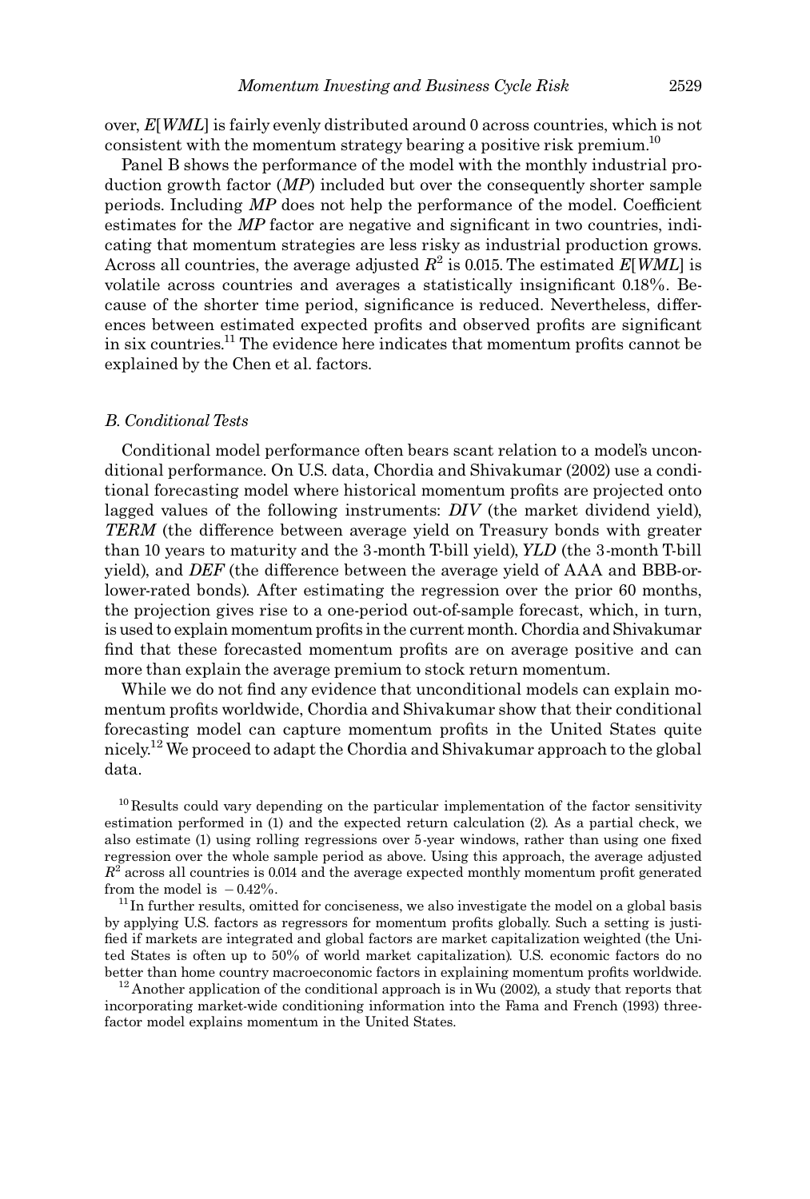over, $E[WML]$ is fairly evenly distributed around 0 across countries, which is not consistent with the momentum strategy bearing a positive risk premium.[10]

Panel B shows the performance of the model with the monthly industrial production growth factor (*MP*) included but over the consequently shorter sample periods. Including *MP* does not help the performance of the model. Coefficient estimates for the *MP* factor are negative and significant in two countries, indicating that momentum strategies are less risky as industrial production grows. Across all countries, the average adjusted $R^2$ is 0.015. The estimated $E[WML]$ is volatile across countries and averages a statistically insignificant 0.18%. Because of the shorter time period, significance is reduced. Nevertheless, differences between estimated expected profits and observed profits are significant in six countries.[11] The evidence here indicates that momentum profits cannot be explained by the Chen et al. factors.

### *B. Conditional Tests*

Conditional model performance often bears scant relation to a model's unconditional performance. On U.S. data, Chordia and Shivakumar (2002) use a conditional forecasting model where historical momentum profits are projected onto lagged values of the following instruments: *DIV* (the market dividend yield), *TERM* (the difference between average yield on Treasury bonds with greater than 10 years to maturity and the 3-month T-bill yield), *YLD* (the 3-month T-bill yield), and *DEF* (the difference between the average yield of AAA and BBB-or-lower-rated bonds). After estimating the regression over the prior 60 months, the projection gives rise to a one-period out-of-sample forecast, which, in turn, is used to explain momentum profits in the current month. Chordia and Shivakumar find that these forecasted momentum profits are on average positive and can more than explain the average premium to stock return momentum.

While we do not find any evidence that unconditional models can explain momentum profits worldwide, Chordia and Shivakumar show that their conditional forecasting model can capture momentum profits in the United States quite nicely.[12] We proceed to adapt the Chordia and Shivakumar approach to the global data.

[10] Results could vary depending on the particular implementation of the factor sensitivity estimation performed in (1) and the expected return calculation (2). As a partial check, we also estimate (1) using rolling regressions over 5-year windows, rather than using one fixed regression over the whole sample period as above. Using this approach, the average adjusted $R^2$ across all countries is 0.014 and the average expected monthly momentum profit generated from the model is $-0.42\%$.

[11] In further results, omitted for conciseness, we also investigate the model on a global basis by applying U.S. factors as regressors for momentum profits globally. Such a setting is justified if markets are integrated and global factors are market capitalization weighted (the United States is often up to 50% of world market capitalization). U.S. economic factors do no better than home country macroeconomic factors in explaining momentum profits worldwide.

[12] Another application of the conditional approach is in Wu (2002), a study that reports that incorporating market-wide conditioning information into the Fama and French (1993) three-factor model explains momentum in the United States.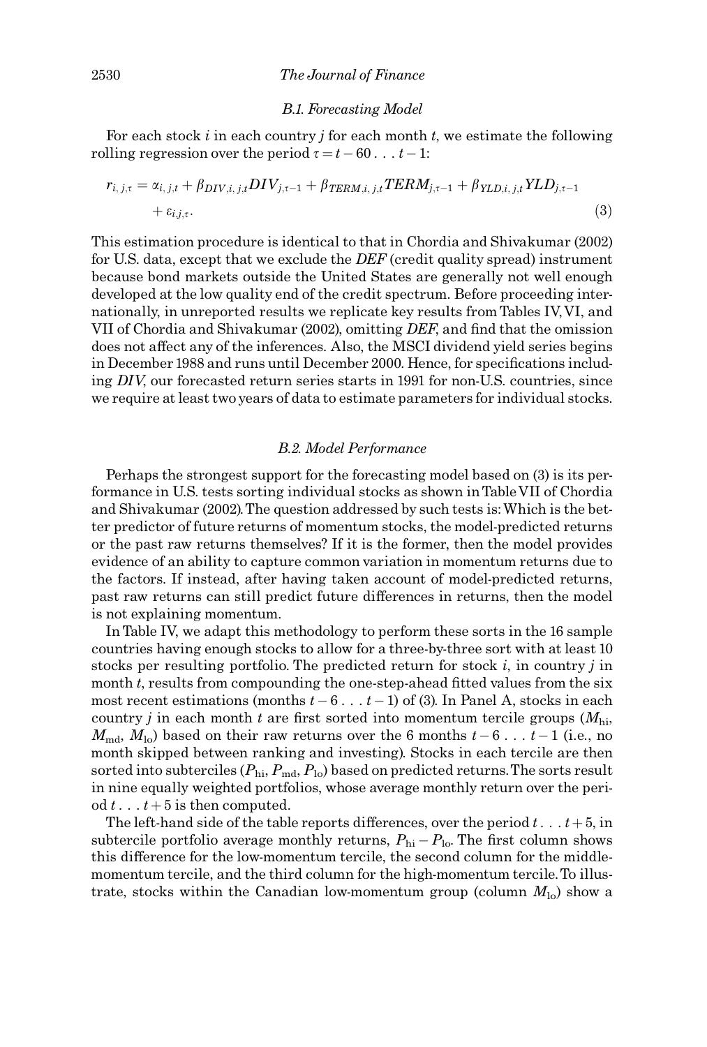### B.1. Forecasting Model

For each stock $i$ in each country $j$ for each month $t$, we estimate the following rolling regression over the period $\tau = t - 60 \ldots t - 1$:

$$r_{i,j,\tau} = \alpha_{i,j,t} + \beta_{DIV,i,j,t} DIV_{j,\tau-1} + \beta_{TERM,i,j,t} TERM_{j,\tau-1} + \beta_{YLD,i,j,t} YLD_{j,\tau-1} + \varepsilon_{i,j,\tau}. \tag{3}$$

This estimation procedure is identical to that in Chordia and Shivakumar (2002) for U.S. data, except that we exclude the *DEF* (credit quality spread) instrument because bond markets outside the United States are generally not well enough developed at the low quality end of the credit spectrum. Before proceeding internationally, in unreported results we replicate key results from Tables IV, VI, and VII of Chordia and Shivakumar (2002), omitting *DEF*, and find that the omission does not affect any of the inferences. Also, the MSCI dividend yield series begins in December 1988 and runs until December 2000. Hence, for specifications including *DIV*, our forecasted return series starts in 1991 for non-U.S. countries, since we require at least two years of data to estimate parameters for individual stocks.

### B.2. Model Performance

Perhaps the strongest support for the forecasting model based on (3) is its performance in U.S. tests sorting individual stocks as shown in Table VII of Chordia and Shivakumar (2002). The question addressed by such tests is: Which is the better predictor of future returns of momentum stocks, the model-predicted returns or the past raw returns themselves? If it is the former, then the model provides evidence of an ability to capture common variation in momentum returns due to the factors. If instead, after having taken account of model-predicted returns, past raw returns can still predict future differences in returns, then the model is not explaining momentum.

In Table IV, we adapt this methodology to perform these sorts in the 16 sample countries having enough stocks to allow for a three-by-three sort with at least 10 stocks per resulting portfolio. The predicted return for stock $i$, in country $j$ in month $t$, results from compounding the one-step-ahead fitted values from the six most recent estimations (months $t - 6 \ldots t - 1$) of (3). In Panel A, stocks in each country $j$ in each month $t$ are first sorted into momentum tercile groups ($M_{\text{hi}}$, $M_{\text{md}}$, $M_{\text{lo}}$) based on their raw returns over the 6 months $t - 6 \ldots t - 1$ (i.e., no month skipped between ranking and investing). Stocks in each tercile are then sorted into subterciles ($P_{\text{hi}}$, $P_{\text{md}}$, $P_{\text{lo}}$) based on predicted returns. The sorts result in nine equally weighted portfolios, whose average monthly return over the period $t \ldots t + 5$ is then computed.

The left-hand side of the table reports differences, over the period $t \ldots t + 5$, in subtercile portfolio average monthly returns, $P_{\text{hi}} - P_{\text{lo}}$. The first column shows this difference for the low-momentum tercile, the second column for the middle-momentum tercile, and the third column for the high-momentum tercile. To illustrate, stocks within the Canadian low-momentum group (column $M_{\text{lo}}$) show a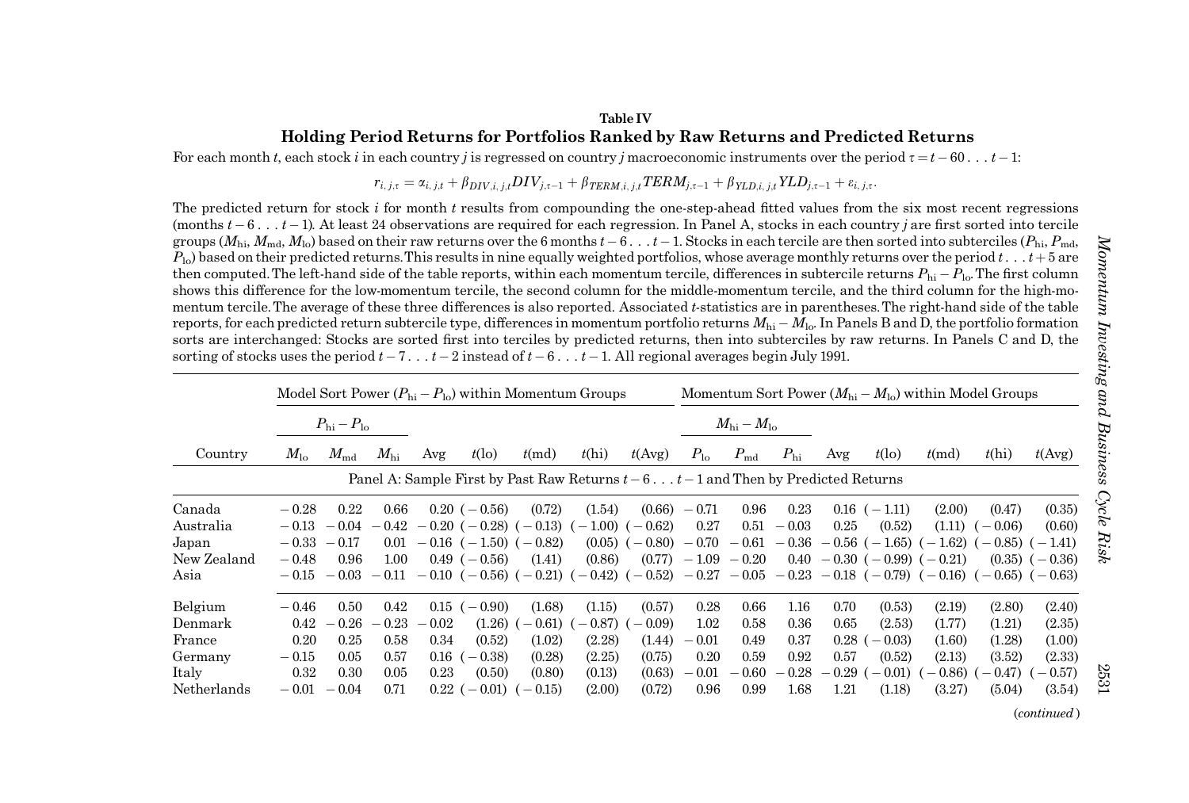**Table IV**

**Holding Period Returns for Portfolios Ranked by Raw Returns and Predicted Returns**

For each month $t$, each stock $i$ in each country $j$ is regressed on country $j$ macroeconomic instruments over the period $\tau = t-60 \ldots t-1$:

$$r_{i,j,\tau} = \alpha_{i,j,t} + \beta_{DIV,i,j,t} DIV_{j,\tau-1} + \beta_{TERM,i,j,t} TERM_{j,\tau-1} + \beta_{YLD,i,j,t} YLD_{j,\tau-1} + \varepsilon_{i,j,\tau}.$$

The predicted return for stock $i$ for month $t$ results from compounding the one-step-ahead fitted values from the six most recent regressions (months $t-6 \ldots t-1$). At least 24 observations are required for each regression. In Panel A, stocks in each country $j$ are first sorted into tercile groups ($M_{\text{hi}}$, $M_{\text{md}}$, $M_{\text{lo}}$) based on their raw returns over the 6 months $t-6 \ldots t-1$. Stocks in each tercile are then sorted into subterciles ($P_{\text{hi}}$, $P_{\text{md}}$, $P_{\text{lo}}$) based on their predicted returns. This results in nine equally weighted portfolios, whose average monthly returns over the period $t \ldots t+5$ are then computed. The left-hand side of the table reports, within each momentum tercile, differences in subtercile returns $P_{\text{hi}} - P_{\text{lo}}$. The first column shows this difference for the low-momentum tercile, the second column for the middle-momentum tercile, and the third column for the high-momentum tercile. The average of these three differences is also reported. Associated $t$-statistics are in parentheses. The right-hand side of the table reports, for each predicted return subtercile type, differences in momentum portfolio returns $M_{\text{hi}} - M_{\text{lo}}$. In Panels B and D, the portfolio formation sorts are interchanged: Stocks are sorted first into terciles by predicted returns, then into subterciles by raw returns. In Panels C and D, the sorting of stocks uses the period $t-7 \ldots t-2$ instead of $t-6 \ldots t-1$. All regional averages begin July 1991.

| | Model Sort Power ($P_{\text{hi}} - P_{\text{lo}}$) within Momentum Groups | | | | | | | | Momentum Sort Power ($M_{\text{hi}} - M_{\text{lo}}$) within Model Groups | | | | | | | |
|---|---|---|---|---|---|---|---|---|---|---|---|---|---|---|---|---|
| | $P_{\text{hi}} - P_{\text{lo}}$ | | | | | | | | $M_{\text{hi}} - M_{\text{lo}}$ | | | | | | | |
| Country | $M_{\text{lo}}$ | $M_{\text{md}}$ | $M_{\text{hi}}$ | Avg | $t$(lo) | $t$(md) | $t$(hi) | $t$(Avg) | $P_{\text{lo}}$ | $P_{\text{md}}$ | $P_{\text{hi}}$ | Avg | $t$(lo) | $t$(md) | $t$(hi) | $t$(Avg) |
| **Panel A: Sample First by Past Raw Returns $t-6 \ldots t-1$ and Then by Predicted Returns** | | | | | | | | | | | | | | | | |
| Canada | −0.28 | 0.22 | 0.66 | 0.20 | (−0.56) | (0.72) | (1.54) | (0.66) | −0.71 | 0.96 | 0.23 | 0.16 | (−1.11) | (2.00) | (0.47) | (0.35) |
| Australia | −0.13 | −0.04 | −0.42 | −0.20 | (−0.28) | (−0.13) | (−1.00) | (−0.62) | 0.27 | 0.51 | −0.03 | 0.25 | (0.52) | (1.11) | (−0.06) | (0.60) |
| Japan | −0.33 | −0.17 | 0.01 | −0.16 | (−1.50) | (−0.82) | (0.05) | (−0.80) | −0.70 | −0.61 | −0.36 | −0.56 | (−1.65) | (−1.62) | (−0.85) | (−1.41) |
| New Zealand | −0.48 | 0.96 | 1.00 | 0.49 | (−0.56) | (1.41) | (0.86) | (0.77) | −1.09 | −0.20 | 0.40 | −0.30 | (−0.99) | (−0.21) | (0.35) | (−0.36) |
| Asia | −0.15 | −0.03 | −0.11 | −0.10 | (−0.56) | (−0.21) | (−0.42) | (−0.52) | −0.27 | −0.05 | −0.23 | −0.18 | (−0.79) | (−0.16) | (−0.65) | (−0.63) |
| Belgium | −0.46 | 0.50 | 0.42 | 0.15 | (−0.90) | (1.68) | (1.15) | (0.57) | 0.28 | 0.66 | 1.16 | 0.70 | (0.53) | (2.19) | (2.80) | (2.40) |
| Denmark | 0.42 | −0.26 | −0.23 | −0.02 | (1.26) | (−0.61) | (−0.87) | (−0.09) | 1.02 | 0.58 | 0.36 | 0.65 | (2.53) | (1.77) | (1.21) | (2.35) |
| France | 0.20 | 0.25 | 0.58 | 0.34 | (0.52) | (1.02) | (2.28) | (1.44) | −0.01 | 0.49 | 0.37 | 0.28 | (−0.03) | (1.60) | (1.28) | (1.00) |
| Germany | −0.15 | 0.05 | 0.57 | 0.16 | (−0.38) | (0.28) | (2.25) | (0.75) | 0.20 | 0.59 | 0.92 | 0.57 | (0.52) | (2.13) | (3.52) | (2.33) |
| Italy | 0.32 | 0.30 | 0.05 | 0.23 | (0.50) | (0.80) | (0.13) | (0.63) | −0.01 | −0.60 | −0.28 | −0.29 | (−0.01) | (−0.86) | (−0.47) | (−0.57) |
| Netherlands | −0.01 | −0.04 | 0.71 | 0.22 | (−0.01) | (−0.15) | (2.00) | (0.72) | 0.96 | 0.99 | 1.68 | 1.21 | (1.18) | (3.27) | (5.04) | (3.54) |

(*continued*)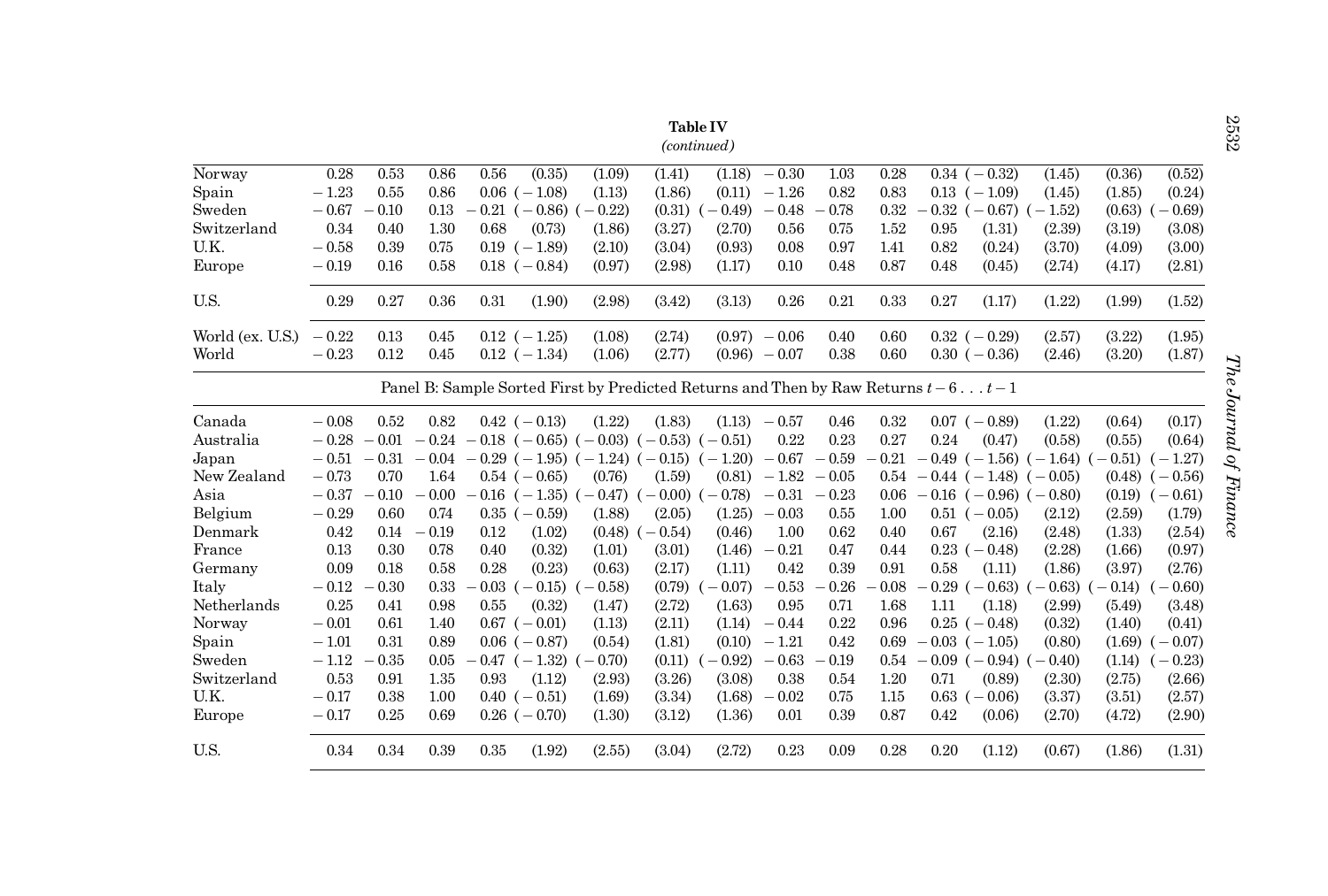**Table IV**
*(continued)*

| | | | | | | | | | | | | | | | | |
|---|---|---|---|---|---|---|---|---|---|---|---|---|---|---|---|---|
| Norway | 0.28 | 0.53 | 0.86 | 0.56 | (0.35) | (1.09) | (1.41) | (1.18) | −0.30 | 1.03 | 0.28 | 0.34 | (−0.32) | (1.45) | (0.36) | (0.52) |
| Spain | −1.23 | 0.55 | 0.86 | 0.06 | (−1.08) | (1.13) | (1.86) | (0.11) | −1.26 | 0.82 | 0.83 | 0.13 | (−1.09) | (1.45) | (1.85) | (0.24) |
| Sweden | −0.67 | −0.10 | 0.13 | −0.21 | (−0.86) | (−0.22) | (0.31) | (−0.49) | −0.48 | −0.78 | 0.32 | −0.32 | (−0.67) | (−1.52) | (0.63) | (−0.69) |
| Switzerland | 0.34 | 0.40 | 1.30 | 0.68 | (0.73) | (1.86) | (3.27) | (2.70) | 0.56 | 0.75 | 1.52 | 0.95 | (1.31) | (2.39) | (3.19) | (3.08) |
| U.K. | −0.58 | 0.39 | 0.75 | 0.19 | (−1.89) | (2.10) | (3.04) | (0.93) | 0.08 | 0.97 | 1.41 | 0.82 | (0.24) | (3.70) | (4.09) | (3.00) |
| Europe | −0.19 | 0.16 | 0.58 | 0.18 | (−0.84) | (0.97) | (2.98) | (1.17) | 0.10 | 0.48 | 0.87 | 0.48 | (0.45) | (2.74) | (4.17) | (2.81) |
| U.S. | 0.29 | 0.27 | 0.36 | 0.31 | (1.90) | (2.98) | (3.42) | (3.13) | 0.26 | 0.21 | 0.33 | 0.27 | (1.17) | (1.22) | (1.99) | (1.52) |
| World (ex. U.S.) | −0.22 | 0.13 | 0.45 | 0.12 | (−1.25) | (1.08) | (2.74) | (0.97) | −0.06 | 0.40 | 0.60 | 0.32 | (−0.29) | (2.57) | (3.22) | (1.95) |
| World | −0.23 | 0.12 | 0.45 | 0.12 | (−1.34) | (1.06) | (2.77) | (0.96) | −0.07 | 0.38 | 0.60 | 0.30 | (−0.36) | (2.46) | (3.20) | (1.87) |
| Panel B: Sample Sorted First by Predicted Returns and Then by Raw Returns $t-6 \ldots t-1$ | | | | | | | | | | | | | | | | |
| Canada | −0.08 | 0.52 | 0.82 | 0.42 | (−0.13) | (1.22) | (1.83) | (1.13) | −0.57 | 0.46 | 0.32 | 0.07 | (−0.89) | (1.22) | (0.64) | (0.17) |
| Australia | −0.28 | −0.01 | −0.24 | −0.18 | (−0.65) | (−0.03) | (−0.53) | (−0.51) | 0.22 | 0.23 | 0.27 | 0.24 | (0.47) | (0.58) | (0.55) | (0.64) |
| Japan | −0.51 | −0.31 | −0.04 | −0.29 | (−1.95) | (−1.24) | (−0.15) | (−1.20) | −0.67 | −0.59 | −0.21 | −0.49 | (−1.56) | (−1.64) | (−0.51) | (−1.27) |
| New Zealand | −0.73 | 0.70 | 1.64 | 0.54 | (−0.65) | (0.76) | (1.59) | (0.81) | −1.82 | −0.05 | 0.54 | −0.44 | (−1.48) | (−0.05) | (0.48) | (−0.56) |
| Asia | −0.37 | −0.10 | −0.00 | −0.16 | (−1.35) | (−0.47) | (−0.00) | (−0.78) | −0.31 | −0.23 | 0.06 | −0.16 | (−0.96) | (−0.80) | (0.19) | (−0.61) |
| Belgium | −0.29 | 0.60 | 0.74 | 0.35 | (−0.59) | (1.88) | (2.05) | (1.25) | −0.03 | 0.55 | 1.00 | 0.51 | (−0.05) | (2.12) | (2.59) | (1.79) |
| Denmark | 0.42 | 0.14 | −0.19 | 0.12 | (1.02) | (0.48) | (−0.54) | (0.46) | 1.00 | 0.62 | 0.40 | 0.67 | (2.16) | (2.48) | (1.33) | (2.54) |
| France | 0.13 | 0.30 | 0.78 | 0.40 | (0.32) | (1.01) | (3.01) | (1.46) | −0.21 | 0.47 | 0.44 | 0.23 | (−0.48) | (2.28) | (1.66) | (0.97) |
| Germany | 0.09 | 0.18 | 0.58 | 0.28 | (0.23) | (0.63) | (2.17) | (1.11) | 0.42 | 0.39 | 0.91 | 0.58 | (1.11) | (1.86) | (3.97) | (2.76) |
| Italy | −0.12 | −0.30 | 0.33 | −0.03 | (−0.15) | (−0.58) | (0.79) | (−0.07) | −0.53 | −0.26 | −0.08 | −0.29 | (−0.63) | (−0.63) | (−0.14) | (−0.60) |
| Netherlands | 0.25 | 0.41 | 0.98 | 0.55 | (0.32) | (1.47) | (2.72) | (1.63) | 0.95 | 0.71 | 1.68 | 1.11 | (1.18) | (2.99) | (5.49) | (3.48) |
| Norway | −0.01 | 0.61 | 1.40 | 0.67 | (−0.01) | (1.13) | (2.11) | (1.14) | −0.44 | 0.22 | 0.96 | 0.25 | (−0.48) | (0.32) | (1.40) | (0.41) |
| Spain | −1.01 | 0.31 | 0.89 | 0.06 | (−0.87) | (0.54) | (1.81) | (0.10) | −1.21 | 0.42 | 0.69 | −0.03 | (−1.05) | (0.80) | (1.69) | (−0.07) |
| Sweden | −1.12 | −0.35 | 0.05 | −0.47 | (−1.32) | (−0.70) | (0.11) | (−0.92) | −0.63 | −0.19 | 0.54 | −0.09 | (−0.94) | (−0.40) | (1.14) | (−0.23) |
| Switzerland | 0.53 | 0.91 | 1.35 | 0.93 | (1.12) | (2.93) | (3.26) | (3.08) | 0.38 | 0.54 | 1.20 | 0.71 | (0.89) | (2.30) | (2.75) | (2.66) |
| U.K. | −0.17 | 0.38 | 1.00 | 0.40 | (−0.51) | (1.69) | (3.34) | (1.68) | −0.02 | 0.75 | 1.15 | 0.63 | (−0.06) | (3.37) | (3.51) | (2.57) |
| Europe | −0.17 | 0.25 | 0.69 | 0.26 | (−0.70) | (1.30) | (3.12) | (1.36) | 0.01 | 0.39 | 0.87 | 0.42 | (0.06) | (2.70) | (4.72) | (2.90) |
| U.S. | 0.34 | 0.34 | 0.39 | 0.35 | (1.92) | (2.55) | (3.04) | (2.72) | 0.23 | 0.09 | 0.28 | 0.20 | (1.12) | (0.67) | (1.86) | (1.31) |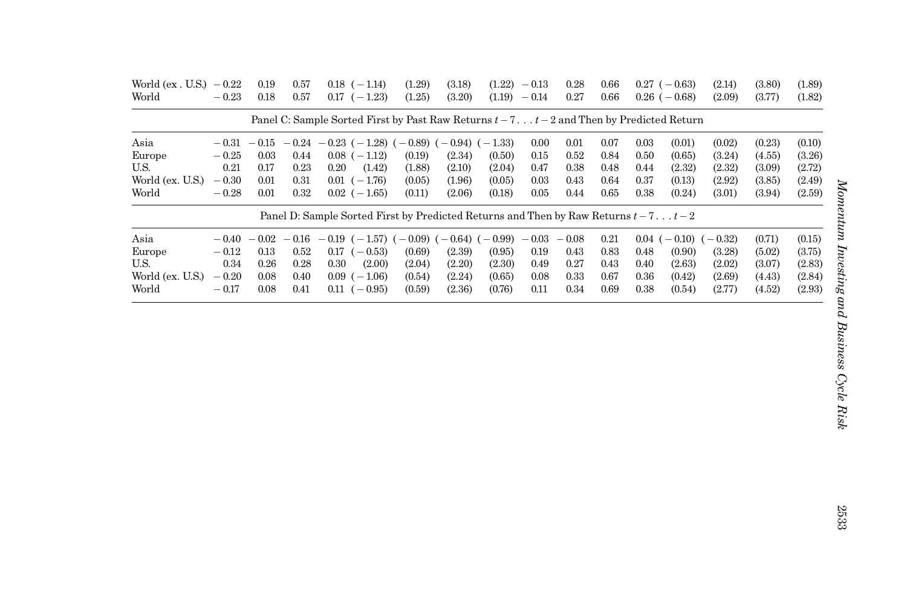| | | | | | | | | | | | | | | | | |
|---|---|---|---|---|---|---|---|---|---|---|---|---|---|---|---|---|
| World (ex . U.S.) | −0.22 | 0.19 | 0.57 | 0.18 | (−1.14) | (1.29) | (3.18) | (1.22) | −0.13 | 0.28 | 0.66 | 0.27 | (−0.63) | (2.14) | (3.80) | (1.89) |
| World | −0.23 | 0.18 | 0.57 | 0.17 | (−1.23) | (1.25) | (3.20) | (1.19) | −0.14 | 0.27 | 0.66 | 0.26 | (−0.68) | (2.09) | (3.77) | (1.82) |
| Panel C: Sample Sorted First by Past Raw Returns $t-7\ldots t-2$ and Then by Predicted Return | | | | | | | | | | | | | | | | |
| Asia | −0.31 | −0.15 | −0.24 | −0.23 | (−1.28) | (−0.89) | (−0.94) | (−1.33) | 0.00 | 0.01 | 0.07 | 0.03 | (0.01) | (0.02) | (0.23) | (0.10) |
| Europe | −0.25 | 0.03 | 0.44 | 0.08 | (−1.12) | (0.19) | (2.34) | (0.50) | 0.15 | 0.52 | 0.84 | 0.50 | (0.65) | (3.24) | (4.55) | (3.26) |
| U.S. | 0.21 | 0.17 | 0.23 | 0.20 | (1.42) | (1.88) | (2.10) | (2.04) | 0.47 | 0.38 | 0.48 | 0.44 | (2.32) | (2.32) | (3.09) | (2.72) |
| World (ex. U.S.) | −0.30 | 0.01 | 0.31 | 0.01 | (−1.76) | (0.05) | (1.96) | (0.05) | 0.03 | 0.43 | 0.64 | 0.37 | (0.13) | (2.92) | (3.85) | (2.49) |
| World | −0.28 | 0.01 | 0.32 | 0.02 | (−1.65) | (0.11) | (2.06) | (0.18) | 0.05 | 0.44 | 0.65 | 0.38 | (0.24) | (3.01) | (3.94) | (2.59) |
| Panel D: Sample Sorted First by Predicted Returns and Then by Raw Returns $t-7\ldots t-2$ | | | | | | | | | | | | | | | | |
| Asia | −0.40 | −0.02 | −0.16 | −0.19 | (−1.57) | (−0.09) | (−0.64) | (−0.99) | −0.03 | −0.08 | 0.21 | 0.04 | (−0.10) | (−0.32) | (0.71) | (0.15) |
| Europe | −0.12 | 0.13 | 0.52 | 0.17 | (−0.53) | (0.69) | (2.39) | (0.95) | 0.19 | 0.43 | 0.83 | 0.48 | (0.90) | (3.28) | (5.02) | (3.75) |
| U.S. | 0.34 | 0.26 | 0.28 | 0.30 | (2.00) | (2.04) | (2.20) | (2.30) | 0.49 | 0.27 | 0.43 | 0.40 | (2.63) | (2.02) | (3.07) | (2.83) |
| World (ex. U.S.) | −0.20 | 0.08 | 0.40 | 0.09 | (−1.06) | (0.54) | (2.24) | (0.65) | 0.08 | 0.33 | 0.67 | 0.36 | (0.42) | (2.69) | (4.43) | (2.84) |
| World | −0.17 | 0.08 | 0.41 | 0.11 | (−0.95) | (0.59) | (2.36) | (0.76) | 0.11 | 0.34 | 0.69 | 0.38 | (0.54) | (2.77) | (4.52) | (2.93) |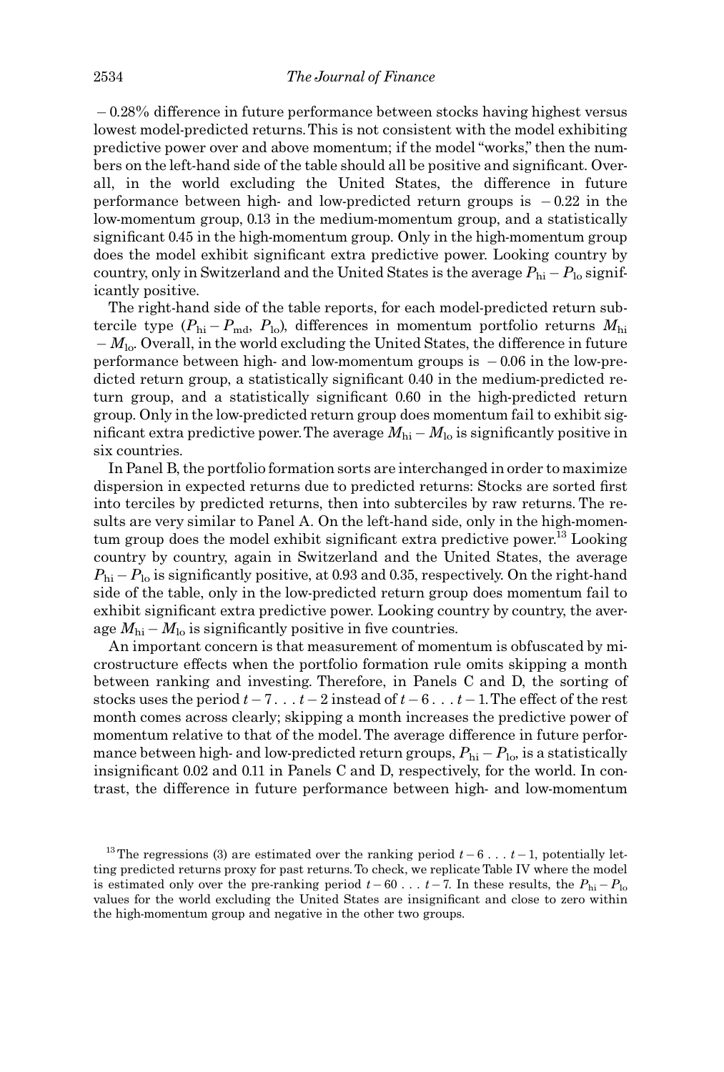−0.28% difference in future performance between stocks having highest versus lowest model-predicted returns. This is not consistent with the model exhibiting predictive power over and above momentum; if the model "works," then the numbers on the left-hand side of the table should all be positive and significant. Overall, in the world excluding the United States, the difference in future performance between high- and low-predicted return groups is −0.22 in the low-momentum group, 0.13 in the medium-momentum group, and a statistically significant 0.45 in the high-momentum group. Only in the high-momentum group does the model exhibit significant extra predictive power. Looking country by country, only in Switzerland and the United States is the average $P_{\mathrm{hi}} - P_{\mathrm{lo}}$ significantly positive.

The right-hand side of the table reports, for each model-predicted return subtercile type ($P_{\mathrm{hi}} - P_{\mathrm{md}}$, $P_{\mathrm{lo}}$), differences in momentum portfolio returns $M_{\mathrm{hi}} - M_{\mathrm{lo}}$. Overall, in the world excluding the United States, the difference in future performance between high- and low-momentum groups is −0.06 in the low-predicted return group, a statistically significant 0.40 in the medium-predicted return group, and a statistically significant 0.60 in the high-predicted return group. Only in the low-predicted return group does momentum fail to exhibit significant extra predictive power. The average $M_{\mathrm{hi}} - M_{\mathrm{lo}}$ is significantly positive in six countries.

In Panel B, the portfolio formation sorts are interchanged in order to maximize dispersion in expected returns due to predicted returns: Stocks are sorted first into terciles by predicted returns, then into subterciles by raw returns. The results are very similar to Panel A. On the left-hand side, only in the high-momentum group does the model exhibit significant extra predictive power.[13] Looking country by country, again in Switzerland and the United States, the average $P_{\mathrm{hi}} - P_{\mathrm{lo}}$ is significantly positive, at 0.93 and 0.35, respectively. On the right-hand side of the table, only in the low-predicted return group does momentum fail to exhibit significant extra predictive power. Looking country by country, the average $M_{\mathrm{hi}} - M_{\mathrm{lo}}$ is significantly positive in five countries.

An important concern is that measurement of momentum is obfuscated by microstructure effects when the portfolio formation rule omits skipping a month between ranking and investing. Therefore, in Panels C and D, the sorting of stocks uses the period $t-7 \ldots t-2$ instead of $t-6 \ldots t-1$. The effect of the rest month comes across clearly; skipping a month increases the predictive power of momentum relative to that of the model. The average difference in future performance between high- and low-predicted return groups, $P_{\mathrm{hi}} - P_{\mathrm{lo}}$, is a statistically insignificant 0.02 and 0.11 in Panels C and D, respectively, for the world. In contrast, the difference in future performance between high- and low-momentum

[13] The regressions (3) are estimated over the ranking period $t-6 \ldots t-1$, potentially letting predicted returns proxy for past returns. To check, we replicate Table IV where the model is estimated only over the pre-ranking period $t-60 \ldots t-7$. In these results, the $P_{\mathrm{hi}} - P_{\mathrm{lo}}$ values for the world excluding the United States are insignificant and close to zero within the high-momentum group and negative in the other two groups.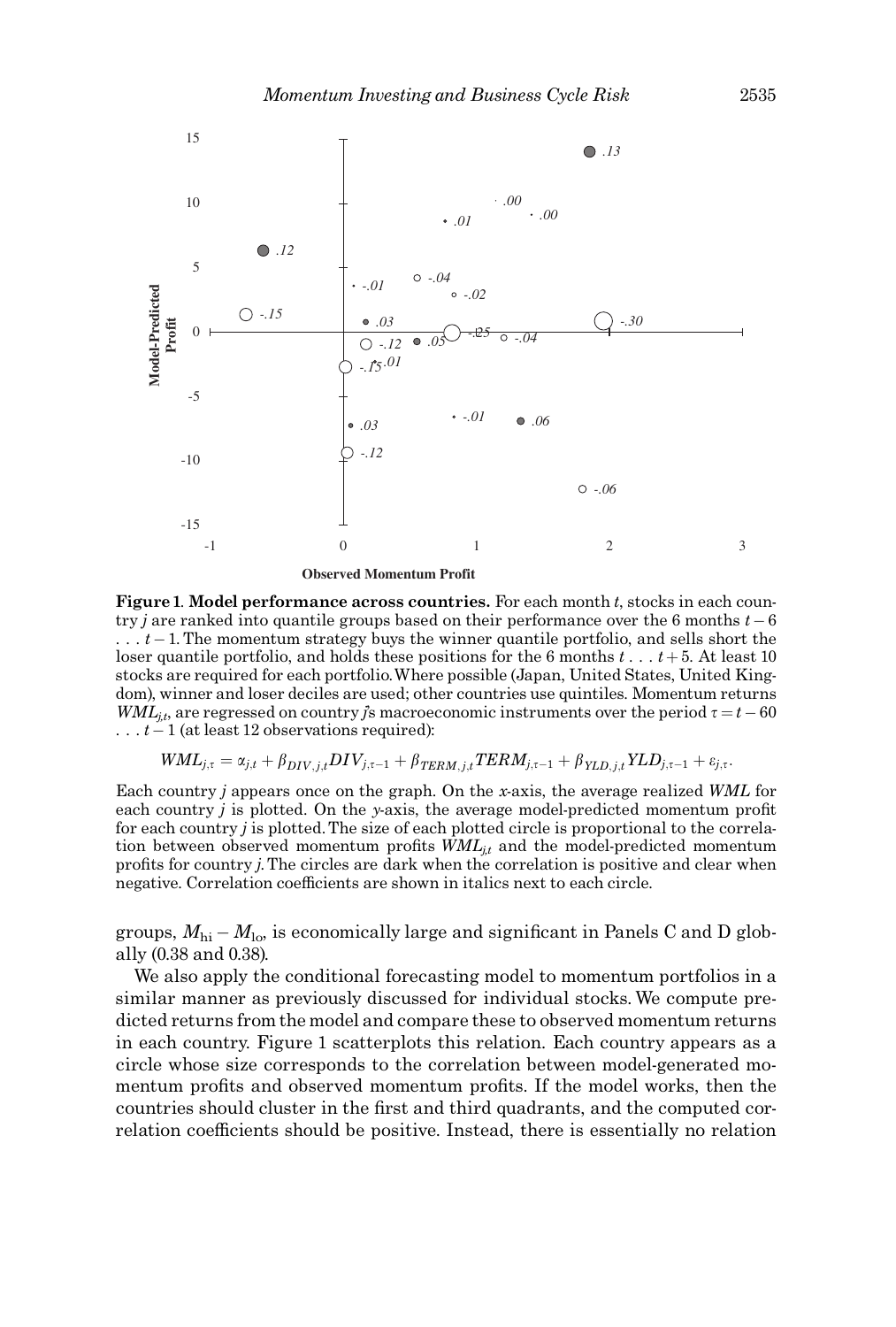**Figure 1. Model performance across countries.** For each month $t$, stocks in each country $j$ are ranked into quantile groups based on their performance over the 6 months $t-6 \ldots t-1$. The momentum strategy buys the winner quantile portfolio, and sells short the loser quantile portfolio, and holds these positions for the 6 months $t \ldots t+5$. At least 10 stocks are required for each portfolio. Where possible (Japan, United States, United Kingdom), winner and loser deciles are used; other countries use quintiles. Momentum returns $WML_{j,t}$, are regressed on country $j$'s macroeconomic instruments over the period $\tau = t-60 \ldots t-1$ (at least 12 observations required):

$$WML_{j,\tau} = \alpha_{j,t} + \beta_{DIV,j,t} DIV_{j,\tau-1} + \beta_{TERM,j,t} TERM_{j,\tau-1} + \beta_{YLD,j,t} YLD_{j,\tau-1} + \varepsilon_{j,\tau}.$$

Each country $j$ appears once on the graph. On the $x$-axis, the average realized $WML$ for each country $j$ is plotted. On the $y$-axis, the average model-predicted momentum profit for each country $j$ is plotted. The size of each plotted circle is proportional to the correlation between observed momentum profits $WML_{j,t}$ and the model-predicted momentum profits for country $j$. The circles are dark when the correlation is positive and clear when negative. Correlation coefficients are shown in italics next to each circle.

groups, $M_{hi} - M_{lo}$, is economically large and significant in Panels C and D globally (0.38 and 0.38).

We also apply the conditional forecasting model to momentum portfolios in a similar manner as previously discussed for individual stocks. We compute predicted returns from the model and compare these to observed momentum returns in each country. Figure 1 scatterplots this relation. Each country appears as a circle whose size corresponds to the correlation between model-generated momentum profits and observed momentum profits. If the model works, then the countries should cluster in the first and third quadrants, and the computed correlation coefficients should be positive. Instead, there is essentially no relation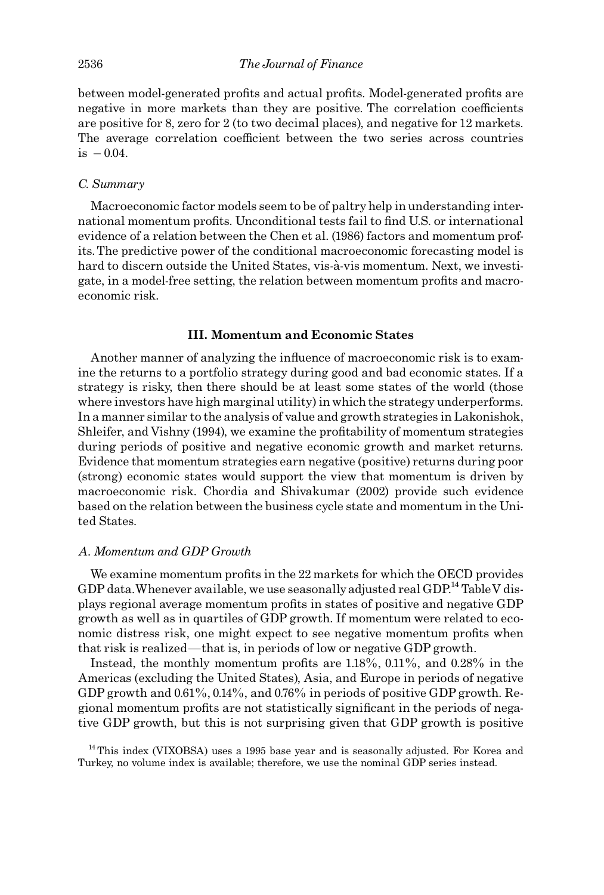between model-generated profits and actual profits. Model-generated profits are negative in more markets than they are positive. The correlation coefficients are positive for 8, zero for 2 (to two decimal places), and negative for 12 markets. The average correlation coefficient between the two series across countries is $-0.04$.

### *C. Summary*

Macroeconomic factor models seem to be of paltry help in understanding international momentum profits. Unconditional tests fail to find U.S. or international evidence of a relation between the Chen et al. (1986) factors and momentum profits. The predictive power of the conditional macroeconomic forecasting model is hard to discern outside the United States, vis-à-vis momentum. Next, we investigate, in a model-free setting, the relation between momentum profits and macroeconomic risk.

## III. Momentum and Economic States

Another manner of analyzing the influence of macroeconomic risk is to examine the returns to a portfolio strategy during good and bad economic states. If a strategy is risky, then there should be at least some states of the world (those where investors have high marginal utility) in which the strategy underperforms. In a manner similar to the analysis of value and growth strategies in Lakonishok, Shleifer, and Vishny (1994), we examine the profitability of momentum strategies during periods of positive and negative economic growth and market returns. Evidence that momentum strategies earn negative (positive) returns during poor (strong) economic states would support the view that momentum is driven by macroeconomic risk. Chordia and Shivakumar (2002) provide such evidence based on the relation between the business cycle state and momentum in the United States.

### *A. Momentum and GDP Growth*

We examine momentum profits in the 22 markets for which the OECD provides GDP data. Whenever available, we use seasonally adjusted real GDP.[14] Table V displays regional average momentum profits in states of positive and negative GDP growth as well as in quartiles of GDP growth. If momentum were related to economic distress risk, one might expect to see negative momentum profits when that risk is realized—that is, in periods of low or negative GDP growth.

Instead, the monthly momentum profits are 1.18%, 0.11%, and 0.28% in the Americas (excluding the United States), Asia, and Europe in periods of negative GDP growth and 0.61%, 0.14%, and 0.76% in periods of positive GDP growth. Regional momentum profits are not statistically significant in the periods of negative GDP growth, but this is not surprising given that GDP growth is positive

[14] This index (VIXOBSA) uses a 1995 base year and is seasonally adjusted. For Korea and Turkey, no volume index is available; therefore, we use the nominal GDP series instead.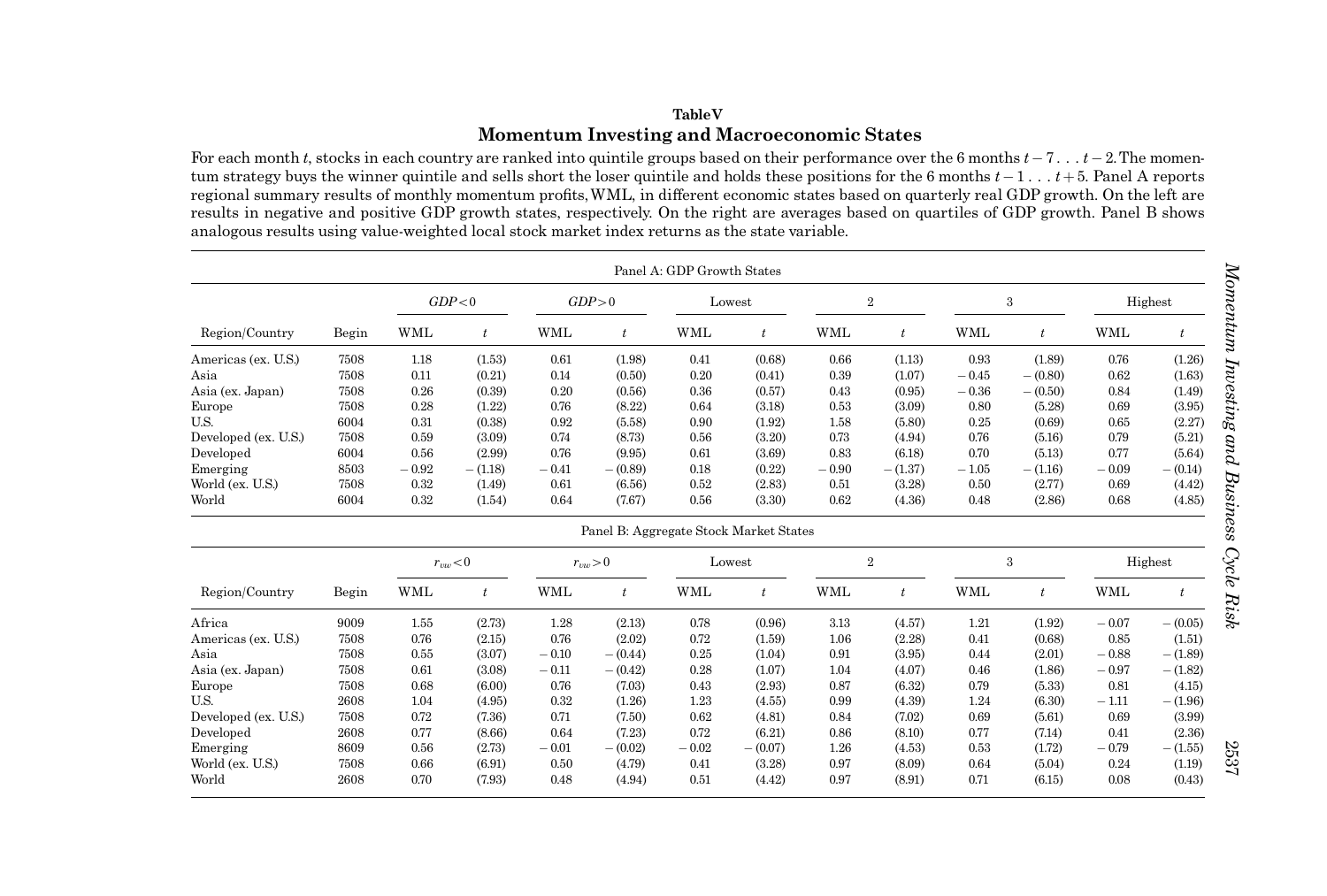**Table V**

**Momentum Investing and Macroeconomic States**

For each month $t$, stocks in each country are ranked into quintile groups based on their performance over the 6 months $t-7\ldots t-2$. The momentum strategy buys the winner quintile and sells short the loser quintile and holds these positions for the 6 months $t-1\ldots t+5$. Panel A reports regional summary results of monthly momentum profits, WML, in different economic states based on quarterly real GDP growth. On the left are results in negative and positive GDP growth states, respectively. On the right are averages based on quartiles of GDP growth. Panel B shows analogous results using value-weighted local stock market index returns as the state variable.

Panel A: GDP Growth States

| | | $GDP<0$ | | $GDP>0$ | | Lowest | | 2 | | 3 | | Highest | |
|---|---|---|---|---|---|---|---|---|---|---|---|---|---|
| Region/Country | Begin | WML | $t$ | WML | $t$ | WML | $t$ | WML | $t$ | WML | $t$ | WML | $t$ |
| Americas (ex. U.S.) | 7508 | 1.18 | (1.53) | 0.61 | (1.98) | 0.41 | (0.68) | 0.66 | (1.13) | 0.93 | (1.89) | 0.76 | (1.26) |
| Asia | 7508 | 0.11 | (0.21) | 0.14 | (0.50) | 0.20 | (0.41) | 0.39 | (1.07) | −0.45 | −(0.80) | 0.62 | (1.63) |
| Asia (ex. Japan) | 7508 | 0.26 | (0.39) | 0.20 | (0.56) | 0.36 | (0.57) | 0.43 | (0.95) | −0.36 | −(0.50) | 0.84 | (1.49) |
| Europe | 7508 | 0.28 | (1.22) | 0.76 | (8.22) | 0.64 | (3.18) | 0.53 | (3.09) | 0.80 | (5.28) | 0.69 | (3.95) |
| U.S. | 6004 | 0.31 | (0.38) | 0.92 | (5.58) | 0.90 | (1.92) | 1.58 | (5.80) | 0.25 | (0.69) | 0.65 | (2.27) |
| Developed (ex. U.S.) | 7508 | 0.59 | (3.09) | 0.74 | (8.73) | 0.56 | (3.20) | 0.73 | (4.94) | 0.76 | (5.16) | 0.79 | (5.21) |
| Developed | 6004 | 0.56 | (2.99) | 0.76 | (9.95) | 0.61 | (3.69) | 0.83 | (6.18) | 0.70 | (5.13) | 0.77 | (5.64) |
| Emerging | 8503 | −0.92 | −(1.18) | −0.41 | −(0.89) | 0.18 | (0.22) | −0.90 | −(1.37) | −1.05 | −(1.16) | −0.09 | −(0.14) |
| World (ex. U.S.) | 7508 | 0.32 | (1.49) | 0.61 | (6.56) | 0.52 | (2.83) | 0.51 | (3.28) | 0.50 | (2.77) | 0.69 | (4.42) |
| World | 6004 | 0.32 | (1.54) | 0.64 | (7.67) | 0.56 | (3.30) | 0.62 | (4.36) | 0.48 | (2.86) | 0.68 | (4.85) |

Panel B: Aggregate Stock Market States

| | | $r_{vw}<0$ | | $r_{vw}>0$ | | Lowest | | 2 | | 3 | | Highest | |
|---|---|---|---|---|---|---|---|---|---|---|---|---|---|
| Region/Country | Begin | WML | $t$ | WML | $t$ | WML | $t$ | WML | $t$ | WML | $t$ | WML | $t$ |
| Africa | 9009 | 1.55 | (2.73) | 1.28 | (2.13) | 0.78 | (0.96) | 3.13 | (4.57) | 1.21 | (1.92) | −0.07 | −(0.05) |
| Americas (ex. U.S.) | 7508 | 0.76 | (2.15) | 0.76 | (2.02) | 0.72 | (1.59) | 1.06 | (2.28) | 0.41 | (0.68) | 0.85 | (1.51) |
| Asia | 7508 | 0.55 | (3.07) | −0.10 | −(0.44) | 0.25 | (1.04) | 0.91 | (3.95) | 0.44 | (2.01) | −0.88 | −(1.89) |
| Asia (ex. Japan) | 7508 | 0.61 | (3.08) | −0.11 | −(0.42) | 0.28 | (1.07) | 1.04 | (4.07) | 0.46 | (1.86) | −0.97 | −(1.82) |
| Europe | 7508 | 0.68 | (6.00) | 0.76 | (7.03) | 0.43 | (2.93) | 0.87 | (6.32) | 0.79 | (5.33) | 0.81 | (4.15) |
| U.S. | 2608 | 1.04 | (4.95) | 0.32 | (1.26) | 1.23 | (4.55) | 0.99 | (4.39) | 1.24 | (6.30) | −1.11 | −(1.96) |
| Developed (ex. U.S.) | 7508 | 0.72 | (7.36) | 0.71 | (7.50) | 0.62 | (4.81) | 0.84 | (7.02) | 0.69 | (5.61) | 0.69 | (3.99) |
| Developed | 2608 | 0.77 | (8.66) | 0.64 | (7.23) | 0.72 | (6.21) | 0.86 | (8.10) | 0.77 | (7.14) | 0.41 | (2.36) |
| Emerging | 8609 | 0.56 | (2.73) | −0.01 | −(0.02) | −0.02 | −(0.07) | 1.26 | (4.53) | 0.53 | (1.72) | −0.79 | −(1.55) |
| World (ex. U.S.) | 7508 | 0.66 | (6.91) | 0.50 | (4.79) | 0.41 | (3.28) | 0.97 | (8.09) | 0.64 | (5.04) | 0.24 | (1.19) |
| World | 2608 | 0.70 | (7.93) | 0.48 | (4.94) | 0.51 | (4.42) | 0.97 | (8.91) | 0.71 | (6.15) | 0.08 | (0.43) |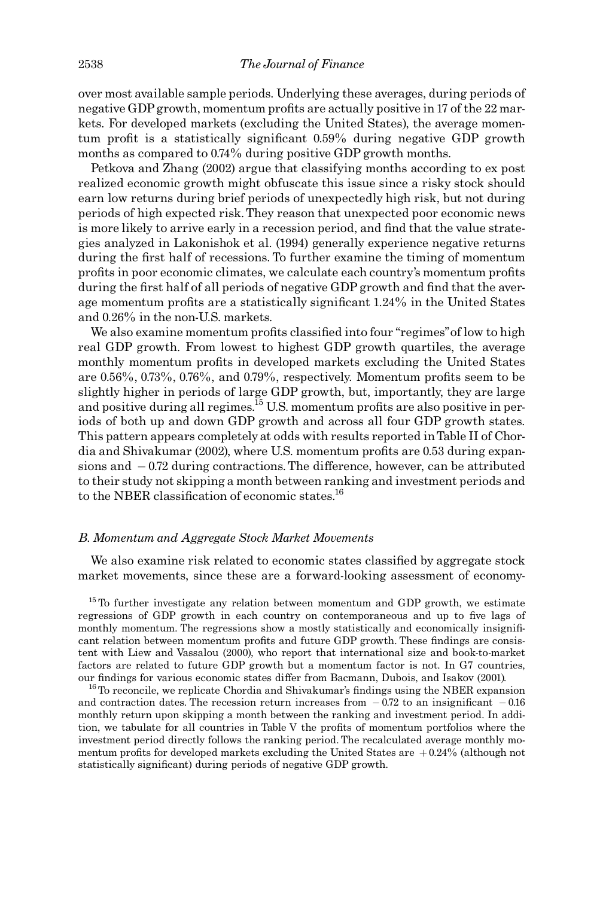over most available sample periods. Underlying these averages, during periods of negative GDP growth, momentum profits are actually positive in 17 of the 22 markets. For developed markets (excluding the United States), the average momentum profit is a statistically significant 0.59% during negative GDP growth months as compared to 0.74% during positive GDP growth months.

Petkova and Zhang (2002) argue that classifying months according to ex post realized economic growth might obfuscate this issue since a risky stock should earn low returns during brief periods of unexpectedly high risk, but not during periods of high expected risk. They reason that unexpected poor economic news is more likely to arrive early in a recession period, and find that the value strategies analyzed in Lakonishok et al. (1994) generally experience negative returns during the first half of recessions. To further examine the timing of momentum profits in poor economic climates, we calculate each country's momentum profits during the first half of all periods of negative GDP growth and find that the average momentum profits are a statistically significant 1.24% in the United States and 0.26% in the non-U.S. markets.

We also examine momentum profits classified into four "regimes" of low to high real GDP growth. From lowest to highest GDP growth quartiles, the average monthly momentum profits in developed markets excluding the United States are 0.56%, 0.73%, 0.76%, and 0.79%, respectively. Momentum profits seem to be slightly higher in periods of large GDP growth, but, importantly, they are large and positive during all regimes.[15] U.S. momentum profits are also positive in periods of both up and down GDP growth and across all four GDP growth states. This pattern appears completely at odds with results reported in Table II of Chordia and Shivakumar (2002), where U.S. momentum profits are 0.53 during expansions and −0.72 during contractions. The difference, however, can be attributed to their study not skipping a month between ranking and investment periods and to the NBER classification of economic states.[16]

### *B. Momentum and Aggregate Stock Market Movements*

We also examine risk related to economic states classified by aggregate stock market movements, since these are a forward-looking assessment of economy-

[15] To further investigate any relation between momentum and GDP growth, we estimate regressions of GDP growth in each country on contemporaneous and up to five lags of monthly momentum. The regressions show a mostly statistically and economically insignificant relation between momentum profits and future GDP growth. These findings are consistent with Liew and Vassalou (2000), who report that international size and book-to-market factors are related to future GDP growth but a momentum factor is not. In G7 countries, our findings for various economic states differ from Bacmann, Dubois, and Isakov (2001).

[16] To reconcile, we replicate Chordia and Shivakumar's findings using the NBER expansion and contraction dates. The recession return increases from −0.72 to an insignificant −0.16 monthly return upon skipping a month between the ranking and investment period. In addition, we tabulate for all countries in Table V the profits of momentum portfolios where the investment period directly follows the ranking period. The recalculated average monthly momentum profits for developed markets excluding the United States are +0.24% (although not statistically significant) during periods of negative GDP growth.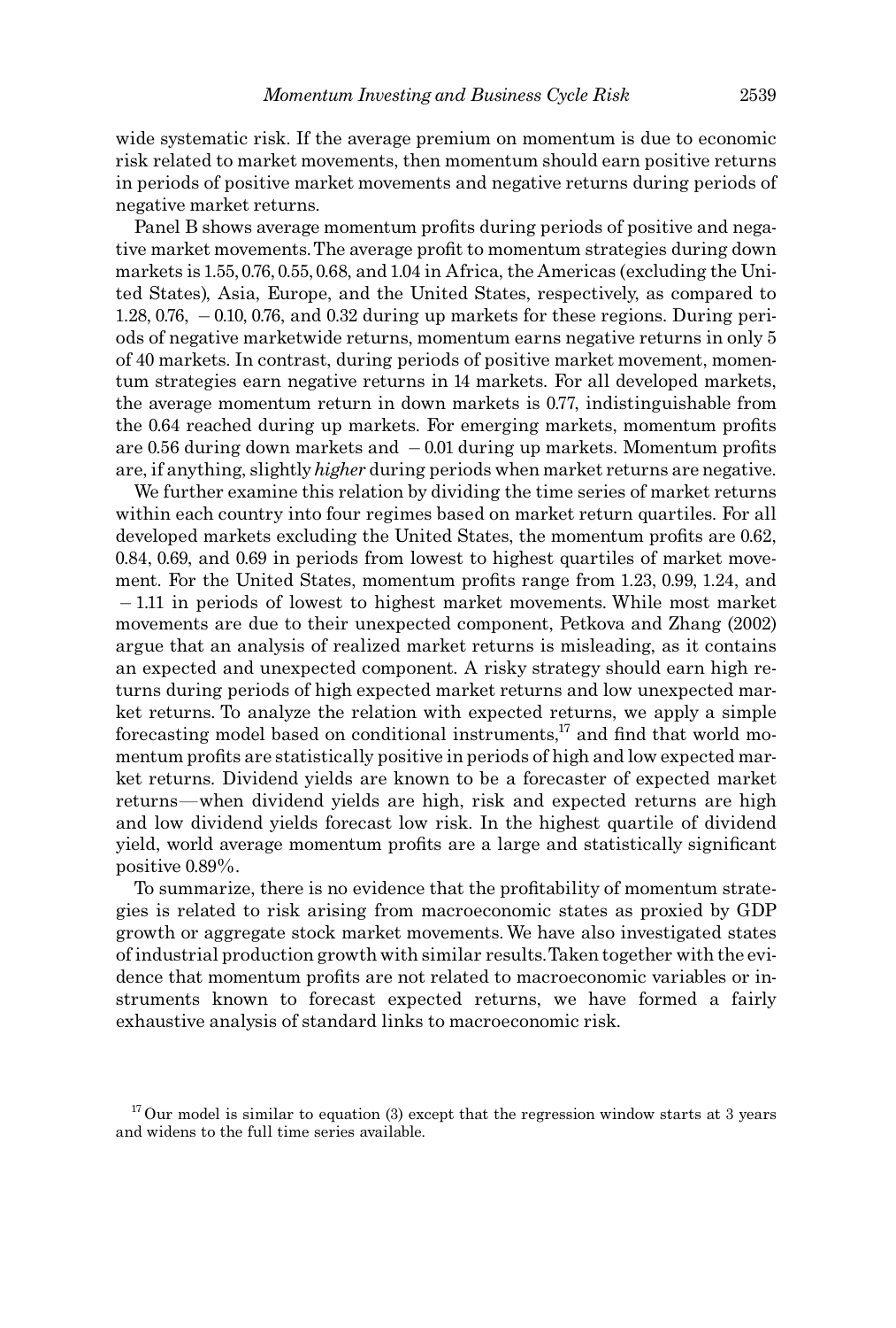wide systematic risk. If the average premium on momentum is due to economic risk related to market movements, then momentum should earn positive returns in periods of positive market movements and negative returns during periods of negative market returns.

Panel B shows average momentum profits during periods of positive and negative market movements. The average profit to momentum strategies during down markets is 1.55, 0.76, 0.55, 0.68, and 1.04 in Africa, the Americas (excluding the United States), Asia, Europe, and the United States, respectively, as compared to 1.28, 0.76, −0.10, 0.76, and 0.32 during up markets for these regions. During periods of negative marketwide returns, momentum earns negative returns in only 5 of 40 markets. In contrast, during periods of positive market movement, momentum strategies earn negative returns in 14 markets. For all developed markets, the average momentum return in down markets is 0.77, indistinguishable from the 0.64 reached during up markets. For emerging markets, momentum profits are 0.56 during down markets and −0.01 during up markets. Momentum profits are, if anything, slightly *higher* during periods when market returns are negative.

We further examine this relation by dividing the time series of market returns within each country into four regimes based on market return quartiles. For all developed markets excluding the United States, the momentum profits are 0.62, 0.84, 0.69, and 0.69 in periods from lowest to highest quartiles of market movement. For the United States, momentum profits range from 1.23, 0.99, 1.24, and −1.11 in periods of lowest to highest market movements. While most market movements are due to their unexpected component, Petkova and Zhang (2002) argue that an analysis of realized market returns is misleading, as it contains an expected and unexpected component. A risky strategy should earn high returns during periods of high expected market returns and low unexpected market returns. To analyze the relation with expected returns, we apply a simple forecasting model based on conditional instruments,[17] and find that world momentum profits are statistically positive in periods of high and low expected market returns. Dividend yields are known to be a forecaster of expected market returns—when dividend yields are high, risk and expected returns are high and low dividend yields forecast low risk. In the highest quartile of dividend yield, world average momentum profits are a large and statistically significant positive 0.89%.

To summarize, there is no evidence that the profitability of momentum strategies is related to risk arising from macroeconomic states as proxied by GDP growth or aggregate stock market movements. We have also investigated states of industrial production growth with similar results. Taken together with the evidence that momentum profits are not related to macroeconomic variables or instruments known to forecast expected returns, we have formed a fairly exhaustive analysis of standard links to macroeconomic risk.

[17] Our model is similar to equation (3) except that the regression window starts at 3 years and widens to the full time series available.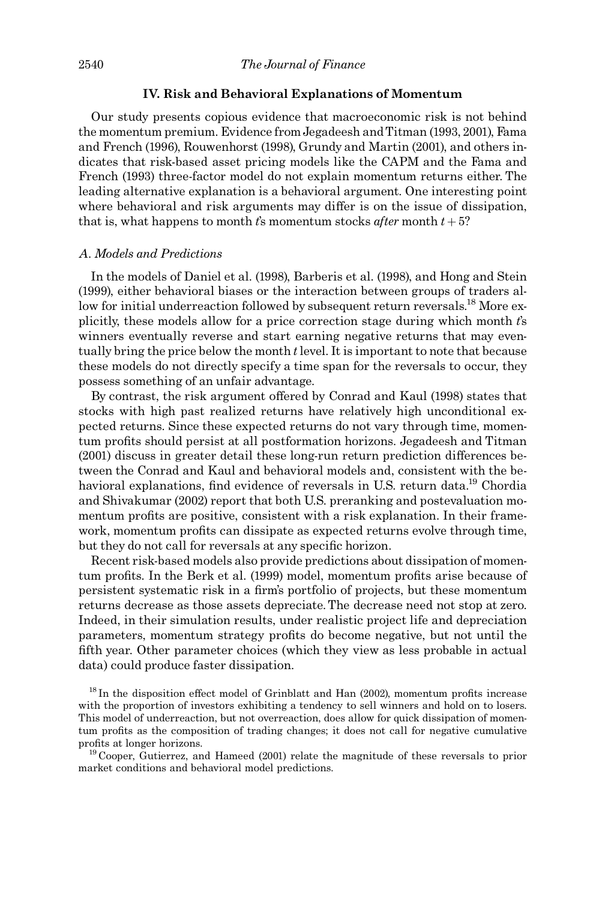## IV. Risk and Behavioral Explanations of Momentum

Our study presents copious evidence that macroeconomic risk is not behind the momentum premium. Evidence from Jegadeesh and Titman (1993, 2001), Fama and French (1996), Rouwenhorst (1998), Grundy and Martin (2001), and others indicates that risk-based asset pricing models like the CAPM and the Fama and French (1993) three-factor model do not explain momentum returns either. The leading alternative explanation is a behavioral argument. One interesting point where behavioral and risk arguments may differ is on the issue of dissipation, that is, what happens to month $t$'s momentum stocks *after* month $t+5$?

### A. Models and Predictions

In the models of Daniel et al. (1998), Barberis et al. (1998), and Hong and Stein (1999), either behavioral biases or the interaction between groups of traders allow for initial underreaction followed by subsequent return reversals.[18] More explicitly, these models allow for a price correction stage during which month $t$'s winners eventually reverse and start earning negative returns that may eventually bring the price below the month $t$ level. It is important to note that because these models do not directly specify a time span for the reversals to occur, they possess something of an unfair advantage.

By contrast, the risk argument offered by Conrad and Kaul (1998) states that stocks with high past realized returns have relatively high unconditional expected returns. Since these expected returns do not vary through time, momentum profits should persist at all postformation horizons. Jegadeesh and Titman (2001) discuss in greater detail these long-run return prediction differences between the Conrad and Kaul and behavioral models and, consistent with the behavioral explanations, find evidence of reversals in U.S. return data.[19] Chordia and Shivakumar (2002) report that both U.S. preranking and postevaluation momentum profits are positive, consistent with a risk explanation. In their framework, momentum profits can dissipate as expected returns evolve through time, but they do not call for reversals at any specific horizon.

Recent risk-based models also provide predictions about dissipation of momentum profits. In the Berk et al. (1999) model, momentum profits arise because of persistent systematic risk in a firm's portfolio of projects, but these momentum returns decrease as those assets depreciate. The decrease need not stop at zero. Indeed, in their simulation results, under realistic project life and depreciation parameters, momentum strategy profits do become negative, but not until the fifth year. Other parameter choices (which they view as less probable in actual data) could produce faster dissipation.

[18] In the disposition effect model of Grinblatt and Han (2002), momentum profits increase with the proportion of investors exhibiting a tendency to sell winners and hold on to losers. This model of underreaction, but not overreaction, does allow for quick dissipation of momentum profits as the composition of trading changes; it does not call for negative cumulative profits at longer horizons.

[19] Cooper, Gutierrez, and Hameed (2001) relate the magnitude of these reversals to prior market conditions and behavioral model predictions.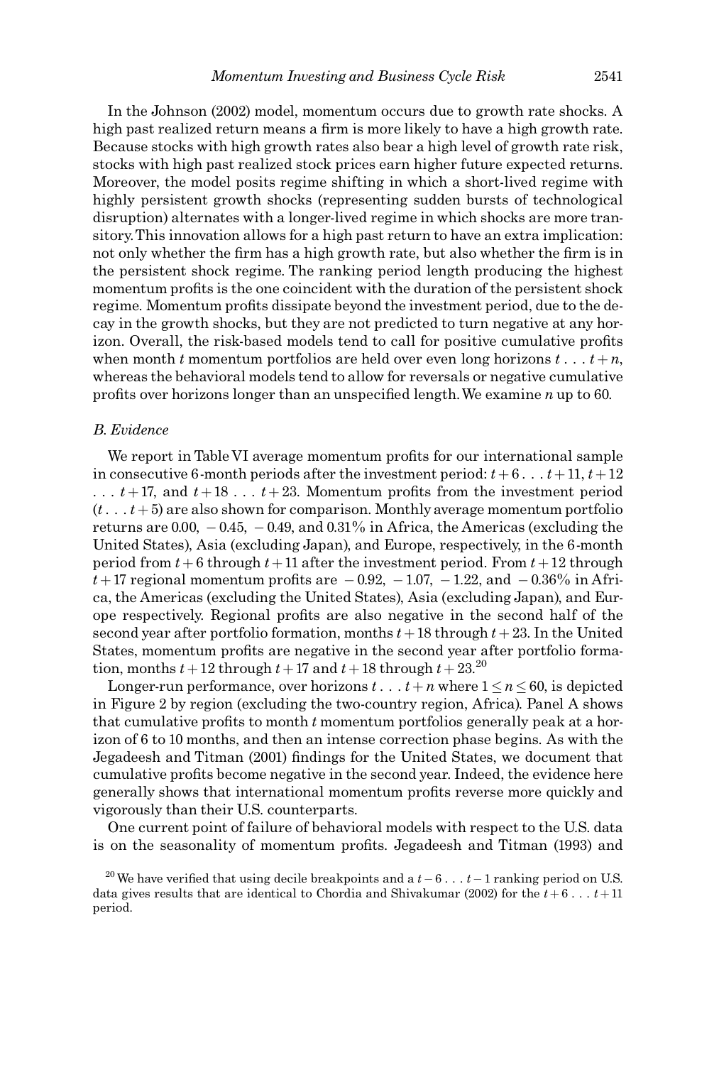In the Johnson (2002) model, momentum occurs due to growth rate shocks. A high past realized return means a firm is more likely to have a high growth rate. Because stocks with high growth rates also bear a high level of growth rate risk, stocks with high past realized stock prices earn higher future expected returns. Moreover, the model posits regime shifting in which a short-lived regime with highly persistent growth shocks (representing sudden bursts of technological disruption) alternates with a longer-lived regime in which shocks are more transitory. This innovation allows for a high past return to have an extra implication: not only whether the firm has a high growth rate, but also whether the firm is in the persistent shock regime. The ranking period length producing the highest momentum profits is the one coincident with the duration of the persistent shock regime. Momentum profits dissipate beyond the investment period, due to the decay in the growth shocks, but they are not predicted to turn negative at any horizon. Overall, the risk-based models tend to call for positive cumulative profits when month $t$ momentum portfolios are held over even long horizons $t \ldots t+n$, whereas the behavioral models tend to allow for reversals or negative cumulative profits over horizons longer than an unspecified length. We examine $n$ up to 60.

### B. Evidence

We report in Table VI average momentum profits for our international sample in consecutive 6-month periods after the investment period: $t+6 \ldots t+11$, $t+12 \ldots t+17$, and $t+18 \ldots t+23$. Momentum profits from the investment period $(t \ldots t+5)$ are also shown for comparison. Monthly average momentum portfolio returns are 0.00, $-0.45$, $-0.49$, and 0.31% in Africa, the Americas (excluding the United States), Asia (excluding Japan), and Europe, respectively, in the 6-month period from $t+6$ through $t+11$ after the investment period. From $t+12$ through $t+17$ regional momentum profits are $-0.92$, $-1.07$, $-1.22$, and $-0.36$% in Africa, the Americas (excluding the United States), Asia (excluding Japan), and Europe respectively. Regional profits are also negative in the second half of the second year after portfolio formation, months $t+18$ through $t+23$. In the United States, momentum profits are negative in the second year after portfolio formation, months $t+12$ through $t+17$ and $t+18$ through $t+23$.[20]

Longer-run performance, over horizons $t \ldots t+n$ where $1 \leq n \leq 60$, is depicted in Figure 2 by region (excluding the two-country region, Africa). Panel A shows that cumulative profits to month $t$ momentum portfolios generally peak at a horizon of 6 to 10 months, and then an intense correction phase begins. As with the Jegadeesh and Titman (2001) findings for the United States, we document that cumulative profits become negative in the second year. Indeed, the evidence here generally shows that international momentum profits reverse more quickly and vigorously than their U.S. counterparts.

One current point of failure of behavioral models with respect to the U.S. data is on the seasonality of momentum profits. Jegadeesh and Titman (1993) and

[20] We have verified that using decile breakpoints and a $t-6 \ldots t-1$ ranking period on U.S. data gives results that are identical to Chordia and Shivakumar (2002) for the $t+6 \ldots t+11$ period.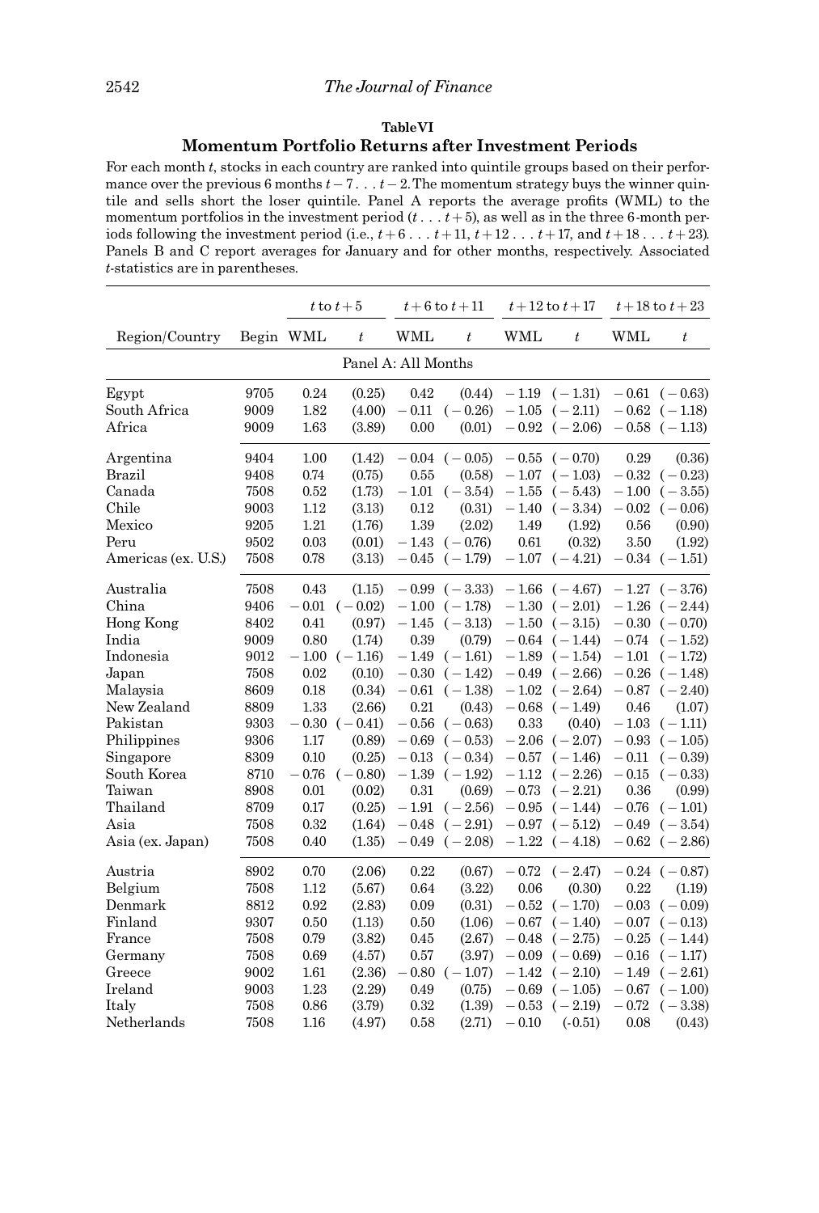**Table VI**

**Momentum Portfolio Returns after Investment Periods**

For each month $t$, stocks in each country are ranked into quintile groups based on their performance over the previous 6 months $t-7 \ldots t-2$. The momentum strategy buys the winner quintile and sells short the loser quintile. Panel A reports the average profits (WML) to the momentum portfolios in the investment period ($t \ldots t+5$), as well as in the three 6-month periods following the investment period (i.e., $t+6 \ldots t+11$, $t+12 \ldots t+17$, and $t+18 \ldots t+23$). Panels B and C report averages for January and for other months, respectively. Associated $t$-statistics are in parentheses.

| | | $t$ to $t+5$ | | $t+6$ to $t+11$ | | $t+12$ to $t+17$ | | $t+18$ to $t+23$ | |
|---|---|---|---|---|---|---|---|---|---|
| Region/Country | Begin | WML | $t$ | WML | $t$ | WML | $t$ | WML | $t$ |
| **Panel A: All Months** | | | | | | | | | |
| Egypt | 9705 | 0.24 | (0.25) | 0.42 | (0.44) | −1.19 | (−1.31) | −0.61 | (−0.63) |
| South Africa | 9009 | 1.82 | (4.00) | −0.11 | (−0.26) | −1.05 | (−2.11) | −0.62 | (−1.18) |
| Africa | 9009 | 1.63 | (3.89) | 0.00 | (0.01) | −0.92 | (−2.06) | −0.58 | (−1.13) |
| Argentina | 9404 | 1.00 | (1.42) | −0.04 | (−0.05) | −0.55 | (−0.70) | 0.29 | (0.36) |
| Brazil | 9408 | 0.74 | (0.75) | 0.55 | (0.58) | −1.07 | (−1.03) | −0.32 | (−0.23) |
| Canada | 7508 | 0.52 | (1.73) | −1.01 | (−3.54) | −1.55 | (−5.43) | −1.00 | (−3.55) |
| Chile | 9003 | 1.12 | (3.13) | 0.12 | (0.31) | −1.40 | (−3.34) | −0.02 | (−0.06) |
| Mexico | 9205 | 1.21 | (1.76) | 1.39 | (2.02) | 1.49 | (1.92) | 0.56 | (0.90) |
| Peru | 9502 | 0.03 | (0.01) | −1.43 | (−0.76) | 0.61 | (0.32) | 3.50 | (1.92) |
| Americas (ex. U.S.) | 7508 | 0.78 | (3.13) | −0.45 | (−1.79) | −1.07 | (−4.21) | −0.34 | (−1.51) |
| Australia | 7508 | 0.43 | (1.15) | −0.99 | (−3.33) | −1.66 | (−4.67) | −1.27 | (−3.76) |
| China | 9406 | −0.01 | (−0.02) | −1.00 | (−1.78) | −1.30 | (−2.01) | −1.26 | (−2.44) |
| Hong Kong | 8402 | 0.41 | (0.97) | −1.45 | (−3.13) | −1.50 | (−3.15) | −0.30 | (−0.70) |
| India | 9009 | 0.80 | (1.74) | 0.39 | (0.79) | −0.64 | (−1.44) | −0.74 | (−1.52) |
| Indonesia | 9012 | −1.00 | (−1.16) | −1.49 | (−1.61) | −1.89 | (−1.54) | −1.01 | (−1.72) |
| Japan | 7508 | 0.02 | (0.10) | −0.30 | (−1.42) | −0.49 | (−2.66) | −0.26 | (−1.48) |
| Malaysia | 8609 | 0.18 | (0.34) | −0.61 | (−1.38) | −1.02 | (−2.64) | −0.87 | (−2.40) |
| New Zealand | 8809 | 1.33 | (2.66) | 0.21 | (0.43) | −0.68 | (−1.49) | 0.46 | (1.07) |
| Pakistan | 9303 | −0.30 | (−0.41) | −0.56 | (−0.63) | 0.33 | (0.40) | −1.03 | (−1.11) |
| Philippines | 9306 | 1.17 | (0.89) | −0.69 | (−0.53) | −2.06 | (−2.07) | −0.93 | (−1.05) |
| Singapore | 8309 | 0.10 | (0.25) | −0.13 | (−0.34) | −0.57 | (−1.46) | −0.11 | (−0.39) |
| South Korea | 8710 | −0.76 | (−0.80) | −1.39 | (−1.92) | −1.12 | (−2.26) | −0.15 | (−0.33) |
| Taiwan | 8908 | 0.01 | (0.02) | 0.31 | (0.69) | −0.73 | (−2.21) | 0.36 | (0.99) |
| Thailand | 8709 | 0.17 | (0.25) | −1.91 | (−2.56) | −0.95 | (−1.44) | −0.76 | (−1.01) |
| Asia | 7508 | 0.32 | (1.64) | −0.48 | (−2.91) | −0.97 | (−5.12) | −0.49 | (−3.54) |
| Asia (ex. Japan) | 7508 | 0.40 | (1.35) | −0.49 | (−2.08) | −1.22 | (−4.18) | −0.62 | (−2.86) |
| Austria | 8902 | 0.70 | (2.06) | 0.22 | (0.67) | −0.72 | (−2.47) | −0.24 | (−0.87) |
| Belgium | 7508 | 1.12 | (5.67) | 0.64 | (3.22) | 0.06 | (0.30) | 0.22 | (1.19) |
| Denmark | 8812 | 0.92 | (2.83) | 0.09 | (0.31) | −0.52 | (−1.70) | −0.03 | (−0.09) |
| Finland | 9307 | 0.50 | (1.13) | 0.50 | (1.06) | −0.67 | (−1.40) | −0.07 | (−0.13) |
| France | 7508 | 0.79 | (3.82) | 0.45 | (2.67) | −0.48 | (−2.75) | −0.25 | (−1.44) |
| Germany | 7508 | 0.69 | (4.57) | 0.57 | (3.97) | −0.09 | (−0.69) | −0.16 | (−1.17) |
| Greece | 9002 | 1.61 | (2.36) | −0.80 | (−1.07) | −1.42 | (−2.10) | −1.49 | (−2.61) |
| Ireland | 9003 | 1.23 | (2.29) | 0.49 | (0.75) | −0.69 | (−1.05) | −0.67 | (−1.00) |
| Italy | 7508 | 0.86 | (3.79) | 0.32 | (1.39) | −0.53 | (−2.19) | −0.72 | (−3.38) |
| Netherlands | 7508 | 1.16 | (4.97) | 0.58 | (2.71) | −0.10 | (-0.51) | 0.08 | (0.43) |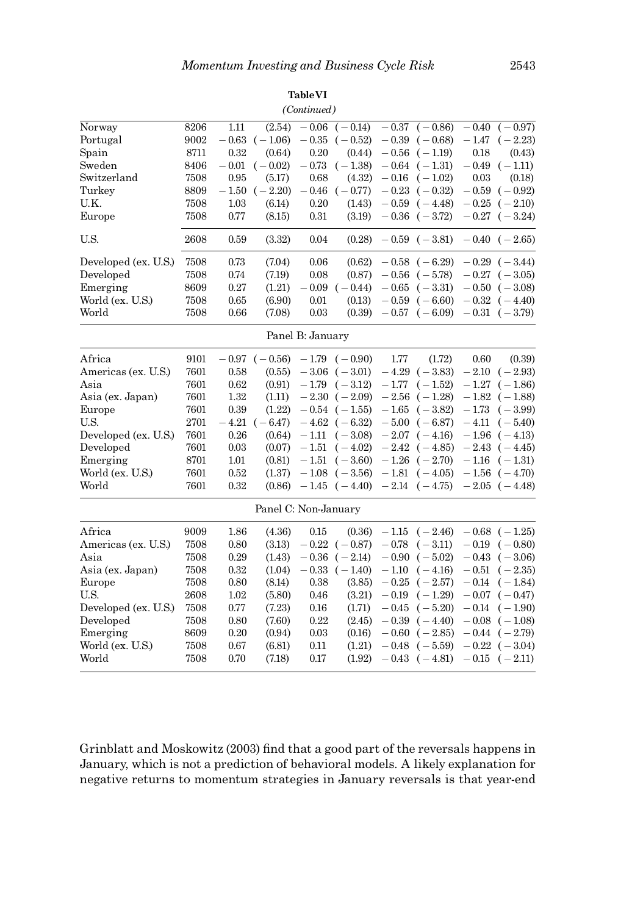**Table VI**

*(Continued)*

| | | | | | | | | | |
|---|---|---|---|---|---|---|---|---|---|
| Norway | 8206 | 1.11 | (2.54) | −0.06 | (−0.14) | −0.37 | (−0.86) | −0.40 | (−0.97) |
| Portugal | 9002 | −0.63 | (−1.06) | −0.35 | (−0.52) | −0.39 | (−0.68) | −1.47 | (−2.23) |
| Spain | 8711 | 0.32 | (0.64) | 0.20 | (0.44) | −0.56 | (−1.19) | 0.18 | (0.43) |
| Sweden | 8406 | −0.01 | (−0.02) | −0.73 | (−1.38) | −0.64 | (−1.31) | −0.49 | (−1.11) |
| Switzerland | 7508 | 0.95 | (5.17) | 0.68 | (4.32) | −0.16 | (−1.02) | 0.03 | (0.18) |
| Turkey | 8809 | −1.50 | (−2.20) | −0.46 | (−0.77) | −0.23 | (−0.32) | −0.59 | (−0.92) |
| U.K. | 7508 | 1.03 | (6.14) | 0.20 | (1.43) | −0.59 | (−4.48) | −0.25 | (−2.10) |
| Europe | 7508 | 0.77 | (8.15) | 0.31 | (3.19) | −0.36 | (−3.72) | −0.27 | (−3.24) |
| U.S. | 2608 | 0.59 | (3.32) | 0.04 | (0.28) | −0.59 | (−3.81) | −0.40 | (−2.65) |
| Developed (ex. U.S.) | 7508 | 0.73 | (7.04) | 0.06 | (0.62) | −0.58 | (−6.29) | −0.29 | (−3.44) |
| Developed | 7508 | 0.74 | (7.19) | 0.08 | (0.87) | −0.56 | (−5.78) | −0.27 | (−3.05) |
| Emerging | 8609 | 0.27 | (1.21) | −0.09 | (−0.44) | −0.65 | (−3.31) | −0.50 | (−3.08) |
| World (ex. U.S.) | 7508 | 0.65 | (6.90) | 0.01 | (0.13) | −0.59 | (−6.60) | −0.32 | (−4.40) |
| World | 7508 | 0.66 | (7.08) | 0.03 | (0.39) | −0.57 | (−6.09) | −0.31 | (−3.79) |
| **Panel B: January** | | | | | | | | | |
| Africa | 9101 | −0.97 | (−0.56) | −1.79 | (−0.90) | 1.77 | (1.72) | 0.60 | (0.39) |
| Americas (ex. U.S.) | 7601 | 0.58 | (0.55) | −3.06 | (−3.01) | −4.29 | (−3.83) | −2.10 | (−2.93) |
| Asia | 7601 | 0.62 | (0.91) | −1.79 | (−3.12) | −1.77 | (−1.52) | −1.27 | (−1.86) |
| Asia (ex. Japan) | 7601 | 1.32 | (1.11) | −2.30 | (−2.09) | −2.56 | (−1.28) | −1.82 | (−1.88) |
| Europe | 7601 | 0.39 | (1.22) | −0.54 | (−1.55) | −1.65 | (−3.82) | −1.73 | (−3.99) |
| U.S. | 2701 | −4.21 | (−6.47) | −4.62 | (−6.32) | −5.00 | (−6.87) | −4.11 | (−5.40) |
| Developed (ex. U.S.) | 7601 | 0.26 | (0.64) | −1.11 | (−3.08) | −2.07 | (−4.16) | −1.96 | (−4.13) |
| Developed | 7601 | 0.03 | (0.07) | −1.51 | (−4.02) | −2.42 | (−4.85) | −2.43 | (−4.45) |
| Emerging | 8701 | 1.01 | (0.81) | −1.51 | (−3.60) | −1.26 | (−2.70) | −1.16 | (−1.31) |
| World (ex. U.S.) | 7601 | 0.52 | (1.37) | −1.08 | (−3.56) | −1.81 | (−4.05) | −1.56 | (−4.70) |
| World | 7601 | 0.32 | (0.86) | −1.45 | (−4.40) | −2.14 | (−4.75) | −2.05 | (−4.48) |
| **Panel C: Non-January** | | | | | | | | | |
| Africa | 9009 | 1.86 | (4.36) | 0.15 | (0.36) | −1.15 | (−2.46) | −0.68 | (−1.25) |
| Americas (ex. U.S.) | 7508 | 0.80 | (3.13) | −0.22 | (−0.87) | −0.78 | (−3.11) | −0.19 | (−0.80) |
| Asia | 7508 | 0.29 | (1.43) | −0.36 | (−2.14) | −0.90 | (−5.02) | −0.43 | (−3.06) |
| Asia (ex. Japan) | 7508 | 0.32 | (1.04) | −0.33 | (−1.40) | −1.10 | (−4.16) | −0.51 | (−2.35) |
| Europe | 7508 | 0.80 | (8.14) | 0.38 | (3.85) | −0.25 | (−2.57) | −0.14 | (−1.84) |
| U.S. | 2608 | 1.02 | (5.80) | 0.46 | (3.21) | −0.19 | (−1.29) | −0.07 | (−0.47) |
| Developed (ex. U.S.) | 7508 | 0.77 | (7.23) | 0.16 | (1.71) | −0.45 | (−5.20) | −0.14 | (−1.90) |
| Developed | 7508 | 0.80 | (7.60) | 0.22 | (2.45) | −0.39 | (−4.40) | −0.08 | (−1.08) |
| Emerging | 8609 | 0.20 | (0.94) | 0.03 | (0.16) | −0.60 | (−2.85) | −0.44 | (−2.79) |
| World (ex. U.S.) | 7508 | 0.67 | (6.81) | 0.11 | (1.21) | −0.48 | (−5.59) | −0.22 | (−3.04) |
| World | 7508 | 0.70 | (7.18) | 0.17 | (1.92) | −0.43 | (−4.81) | −0.15 | (−2.11) |

Grinblatt and Moskowitz (2003) find that a good part of the reversals happens in January, which is not a prediction of behavioral models. A likely explanation for negative returns to momentum strategies in January reversals is that year-end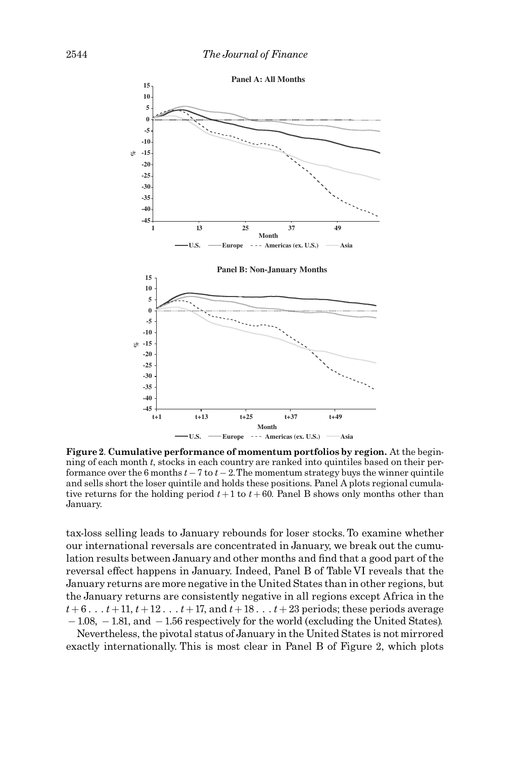**Figure 2. Cumulative performance of momentum portfolios by region.** At the beginning of each month $t$, stocks in each country are ranked into quintiles based on their performance over the 6 months $t-7$ to $t-2$. The momentum strategy buys the winner quintile and sells short the loser quintile and holds these positions. Panel A plots regional cumulative returns for the holding period $t+1$ to $t+60$. Panel B shows only months other than January.

tax-loss selling leads to January rebounds for loser stocks. To examine whether our international reversals are concentrated in January, we break out the cumulation results between January and other months and find that a good part of the reversal effect happens in January. Indeed, Panel B of Table VI reveals that the January returns are more negative in the United States than in other regions, but the January returns are consistently negative in all regions except Africa in the $t+6 \ldots t+11$, $t+12 \ldots t+17$, and $t+18 \ldots t+23$ periods; these periods average $-1.08$, $-1.81$, and $-1.56$ respectively for the world (excluding the United States).

Nevertheless, the pivotal status of January in the United States is not mirrored exactly internationally. This is most clear in Panel B of Figure 2, which plots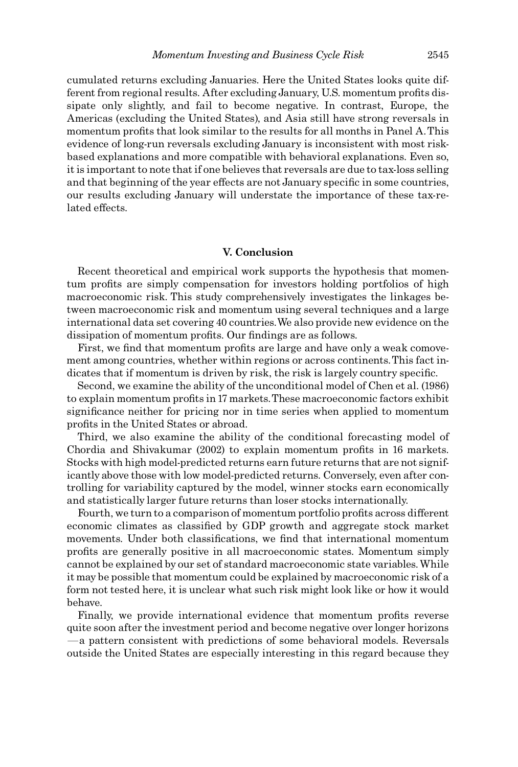cumulated returns excluding Januaries. Here the United States looks quite different from regional results. After excluding January, U.S. momentum profits dissipate only slightly, and fail to become negative. In contrast, Europe, the Americas (excluding the United States), and Asia still have strong reversals in momentum profits that look similar to the results for all months in Panel A. This evidence of long-run reversals excluding January is inconsistent with most risk-based explanations and more compatible with behavioral explanations. Even so, it is important to note that if one believes that reversals are due to tax-loss selling and that beginning of the year effects are not January specific in some countries, our results excluding January will understate the importance of these tax-related effects.

## V. Conclusion

Recent theoretical and empirical work supports the hypothesis that momentum profits are simply compensation for investors holding portfolios of high macroeconomic risk. This study comprehensively investigates the linkages between macroeconomic risk and momentum using several techniques and a large international data set covering 40 countries. We also provide new evidence on the dissipation of momentum profits. Our findings are as follows.

First, we find that momentum profits are large and have only a weak comovement among countries, whether within regions or across continents. This fact indicates that if momentum is driven by risk, the risk is largely country specific.

Second, we examine the ability of the unconditional model of Chen et al. (1986) to explain momentum profits in 17 markets. These macroeconomic factors exhibit significance neither for pricing nor in time series when applied to momentum profits in the United States or abroad.

Third, we also examine the ability of the conditional forecasting model of Chordia and Shivakumar (2002) to explain momentum profits in 16 markets. Stocks with high model-predicted returns earn future returns that are not significantly above those with low model-predicted returns. Conversely, even after controlling for variability captured by the model, winner stocks earn economically and statistically larger future returns than loser stocks internationally.

Fourth, we turn to a comparison of momentum portfolio profits across different economic climates as classified by GDP growth and aggregate stock market movements. Under both classifications, we find that international momentum profits are generally positive in all macroeconomic states. Momentum simply cannot be explained by our set of standard macroeconomic state variables. While it may be possible that momentum could be explained by macroeconomic risk of a form not tested here, it is unclear what such risk might look like or how it would behave.

Finally, we provide international evidence that momentum profits reverse quite soon after the investment period and become negative over longer horizons —a pattern consistent with predictions of some behavioral models. Reversals outside the United States are especially interesting in this regard because they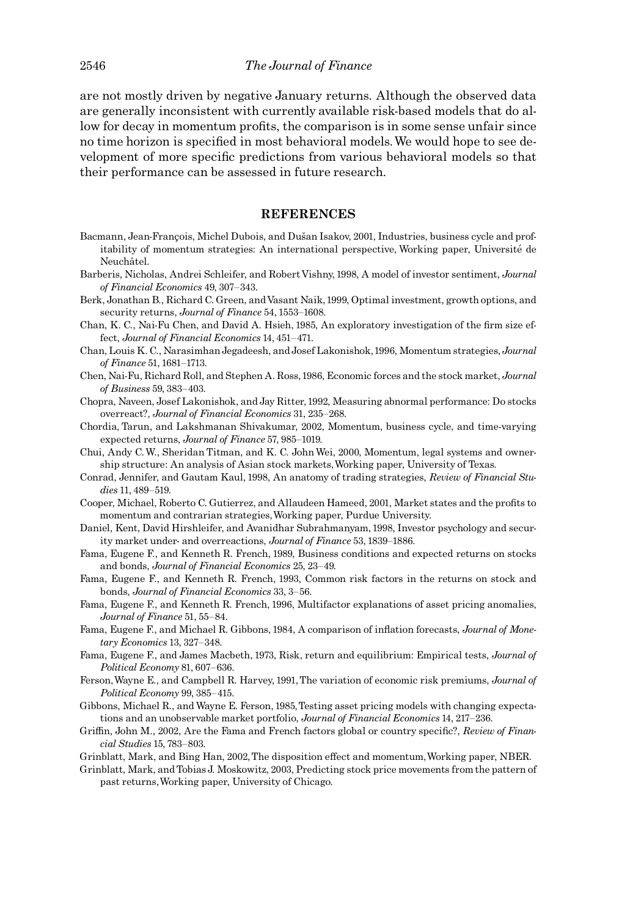are not mostly driven by negative January returns. Although the observed data are generally inconsistent with currently available risk-based models that do allow for decay in momentum profits, the comparison is in some sense unfair since no time horizon is specified in most behavioral models. We would hope to see development of more specific predictions from various behavioral models so that their performance can be assessed in future research.

## REFERENCES

Bacmann, Jean-François, Michel Dubois, and Dušan Isakov, 2001, Industries, business cycle and profitability of momentum strategies: An international perspective, Working paper, Université de Neuchâtel.

Barberis, Nicholas, Andrei Schleifer, and Robert Vishny, 1998, A model of investor sentiment, *Journal of Financial Economics* 49, 307–343.

Berk, Jonathan B., Richard C. Green, and Vasant Naik, 1999, Optimal investment, growth options, and security returns, *Journal of Finance* 54, 1553–1608.

Chan, K. C., Nai-Fu Chen, and David A. Hsieh, 1985, An exploratory investigation of the firm size effect, *Journal of Financial Economics* 14, 451–471.

Chan, Louis K. C., Narasimhan Jegadeesh, and Josef Lakonishok, 1996, Momentum strategies, *Journal of Finance* 51, 1681–1713.

Chen, Nai-Fu, Richard Roll, and Stephen A. Ross, 1986, Economic forces and the stock market, *Journal of Business* 59, 383–403.

Chopra, Naveen, Josef Lakonishok, and Jay Ritter, 1992, Measuring abnormal performance: Do stocks overreact?, *Journal of Financial Economics* 31, 235–268.

Chordia, Tarun, and Lakshmanan Shivakumar, 2002, Momentum, business cycle, and time-varying expected returns, *Journal of Finance* 57, 985–1019.

Chui, Andy C. W., Sheridan Titman, and K. C. John Wei, 2000, Momentum, legal systems and ownership structure: An analysis of Asian stock markets, Working paper, University of Texas.

Conrad, Jennifer, and Gautam Kaul, 1998, An anatomy of trading strategies, *Review of Financial Studies* 11, 489–519.

Cooper, Michael, Roberto C. Gutierrez, and Allaudeen Hameed, 2001, Market states and the profits to momentum and contrarian strategies, Working paper, Purdue University.

Daniel, Kent, David Hirshleifer, and Avanidhar Subrahmanyam, 1998, Investor psychology and security market under- and overreactions, *Journal of Finance* 53, 1839–1886.

Fama, Eugene F., and Kenneth R. French, 1989, Business conditions and expected returns on stocks and bonds, *Journal of Financial Economics* 25, 23–49.

Fama, Eugene F., and Kenneth R. French, 1993, Common risk factors in the returns on stock and bonds, *Journal of Financial Economics* 33, 3–56.

Fama, Eugene F., and Kenneth R. French, 1996, Multifactor explanations of asset pricing anomalies, *Journal of Finance* 51, 55–84.

Fama, Eugene F., and Michael R. Gibbons, 1984, A comparison of inflation forecasts, *Journal of Monetary Economics* 13, 327–348.

Fama, Eugene F., and James Macbeth, 1973, Risk, return and equilibrium: Empirical tests, *Journal of Political Economy* 81, 607–636.

Ferson, Wayne E., and Campbell R. Harvey, 1991, The variation of economic risk premiums, *Journal of Political Economy* 99, 385–415.

Gibbons, Michael R., and Wayne E. Ferson, 1985, Testing asset pricing models with changing expectations and an unobservable market portfolio, *Journal of Financial Economics* 14, 217–236.

Griffin, John M., 2002, Are the Fama and French factors global or country specific?, *Review of Financial Studies* 15, 783–803.

Grinblatt, Mark, and Bing Han, 2002, The disposition effect and momentum, Working paper, NBER.

Grinblatt, Mark, and Tobias J. Moskowitz, 2003, Predicting stock price movements from the pattern of past returns, Working paper, University of Chicago.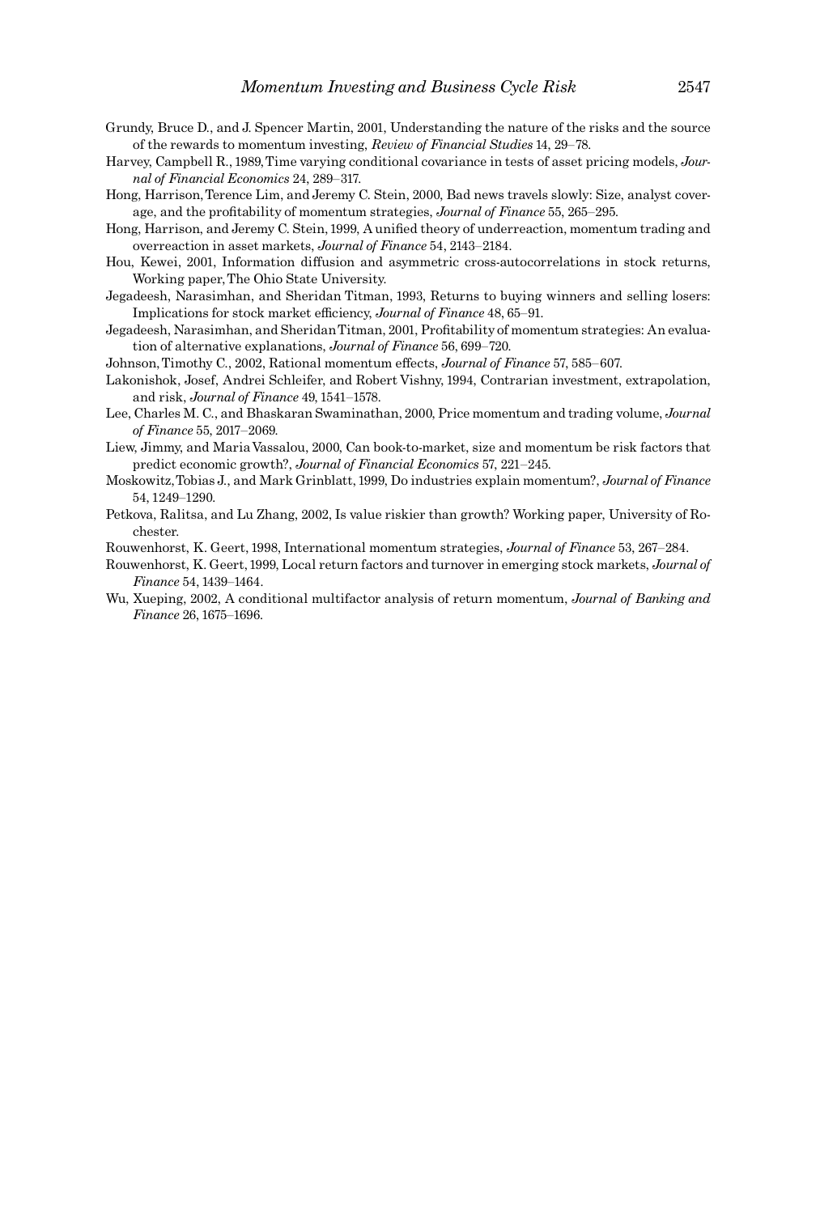Grundy, Bruce D., and J. Spencer Martin, 2001, Understanding the nature of the risks and the source of the rewards to momentum investing, *Review of Financial Studies* 14, 29–78.

Harvey, Campbell R., 1989, Time varying conditional covariance in tests of asset pricing models, *Journal of Financial Economics* 24, 289–317.

Hong, Harrison, Terence Lim, and Jeremy C. Stein, 2000, Bad news travels slowly: Size, analyst coverage, and the profitability of momentum strategies, *Journal of Finance* 55, 265–295.

Hong, Harrison, and Jeremy C. Stein, 1999, A unified theory of underreaction, momentum trading and overreaction in asset markets, *Journal of Finance* 54, 2143–2184.

Hou, Kewei, 2001, Information diffusion and asymmetric cross-autocorrelations in stock returns, Working paper, The Ohio State University.

Jegadeesh, Narasimhan, and Sheridan Titman, 1993, Returns to buying winners and selling losers: Implications for stock market efficiency, *Journal of Finance* 48, 65–91.

Jegadeesh, Narasimhan, and Sheridan Titman, 2001, Profitability of momentum strategies: An evaluation of alternative explanations, *Journal of Finance* 56, 699–720.

Johnson, Timothy C., 2002, Rational momentum effects, *Journal of Finance* 57, 585–607.

Lakonishok, Josef, Andrei Schleifer, and Robert Vishny, 1994, Contrarian investment, extrapolation, and risk, *Journal of Finance* 49, 1541–1578.

Lee, Charles M. C., and Bhaskaran Swaminathan, 2000, Price momentum and trading volume, *Journal of Finance* 55, 2017–2069.

Liew, Jimmy, and Maria Vassalou, 2000, Can book-to-market, size and momentum be risk factors that predict economic growth?, *Journal of Financial Economics* 57, 221–245.

Moskowitz, Tobias J., and Mark Grinblatt, 1999, Do industries explain momentum?, *Journal of Finance* 54, 1249–1290.

Petkova, Ralitsa, and Lu Zhang, 2002, Is value riskier than growth? Working paper, University of Rochester.

Rouwenhorst, K. Geert, 1998, International momentum strategies, *Journal of Finance* 53, 267–284.

Rouwenhorst, K. Geert, 1999, Local return factors and turnover in emerging stock markets, *Journal of Finance* 54, 1439–1464.

Wu, Xueping, 2002, A conditional multifactor analysis of return momentum, *Journal of Banking and Finance* 26, 1675–1696.